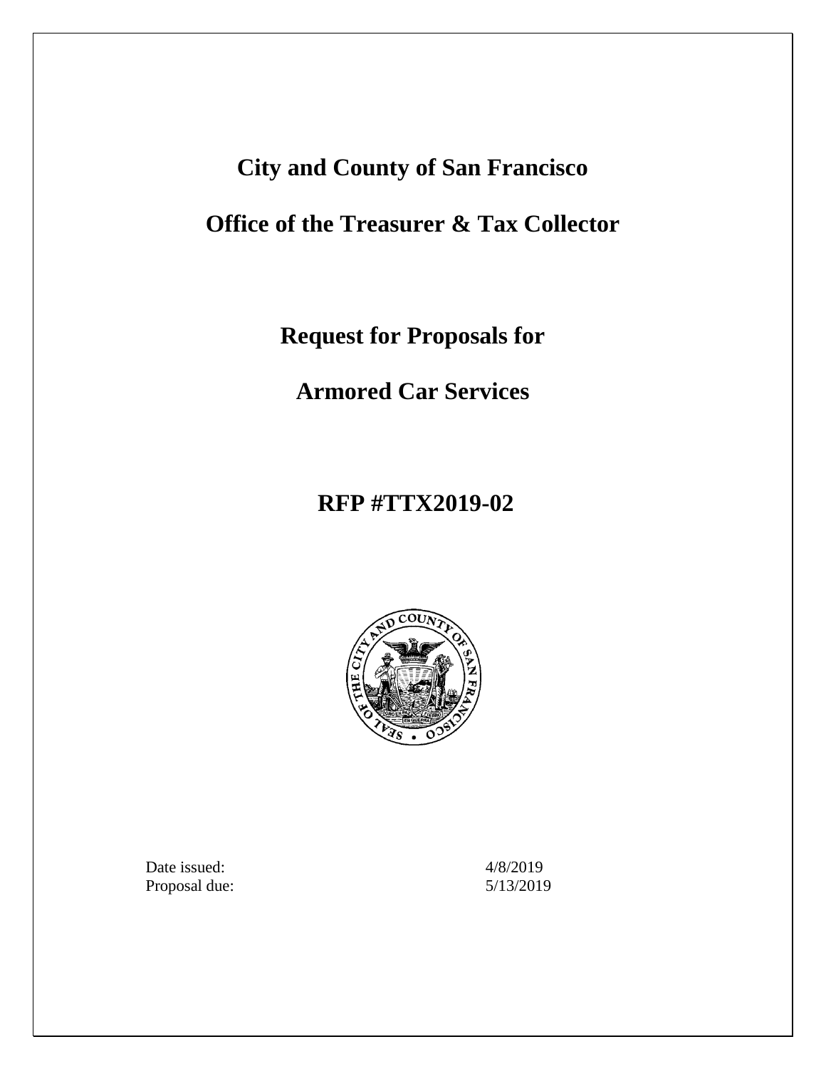# City and County of San Francisco

# Office of the Treasurer & Tax Collector

## Request for Proposals for

## Armored Car Services

## RFP #TTX2019-02

Date issued: 4/8/2019

Proposal due: 5/13/2019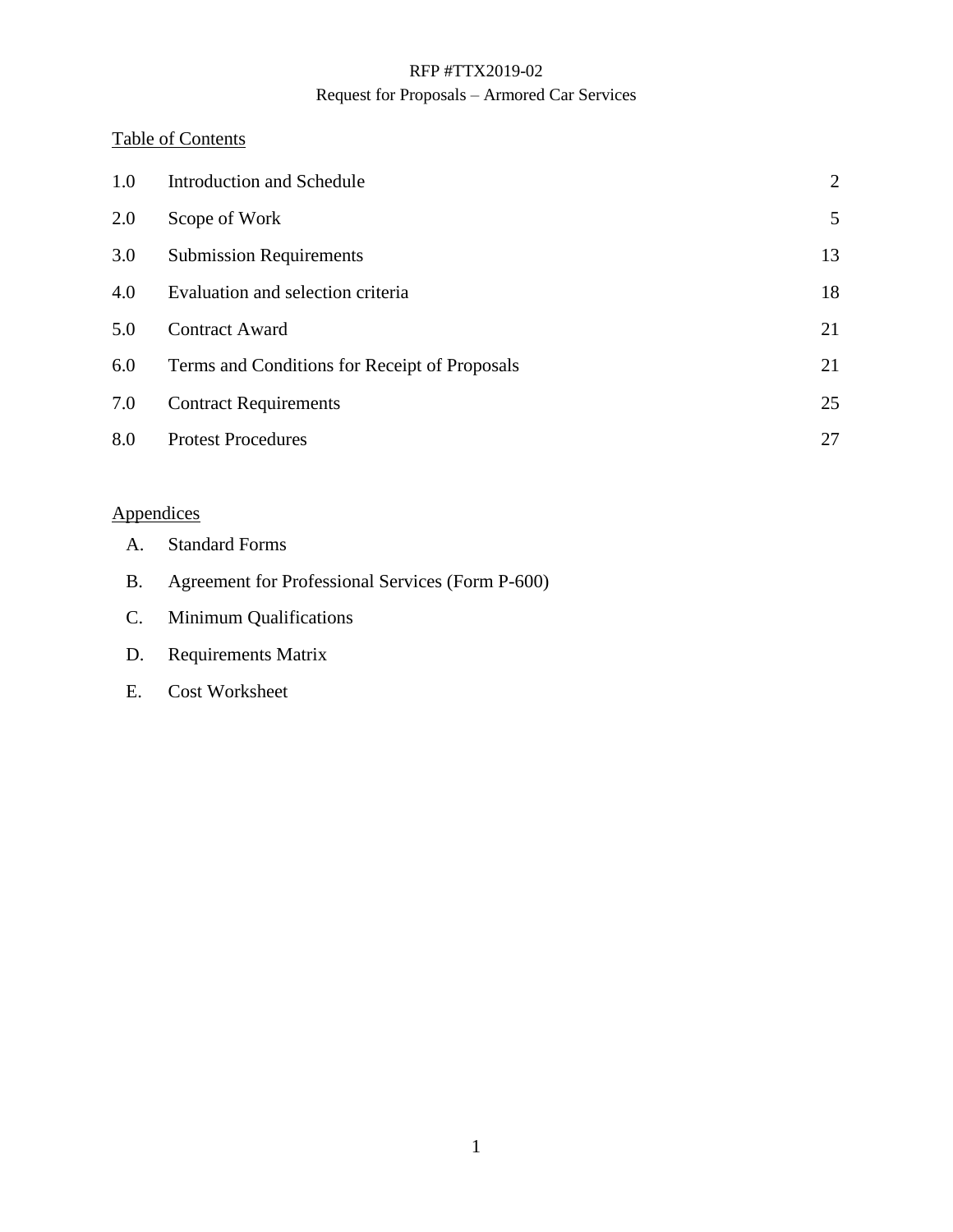RFP #TTX2019-02

Request for Proposals – Armored Car Services

## Table of Contents

| | | |
|---|---|---|
| 1.0 | Introduction and Schedule | 2 |
| 2.0 | Scope of Work | 5 |
| 3.0 | Submission Requirements | 13 |
| 4.0 | Evaluation and selection criteria | 18 |
| 5.0 | Contract Award | 21 |
| 6.0 | Terms and Conditions for Receipt of Proposals | 21 |
| 7.0 | Contract Requirements | 25 |
| 8.0 | Protest Procedures | 27 |

## Appendices

A. Standard Forms

B. Agreement for Professional Services (Form P-600)

C. Minimum Qualifications

D. Requirements Matrix

E. Cost Worksheet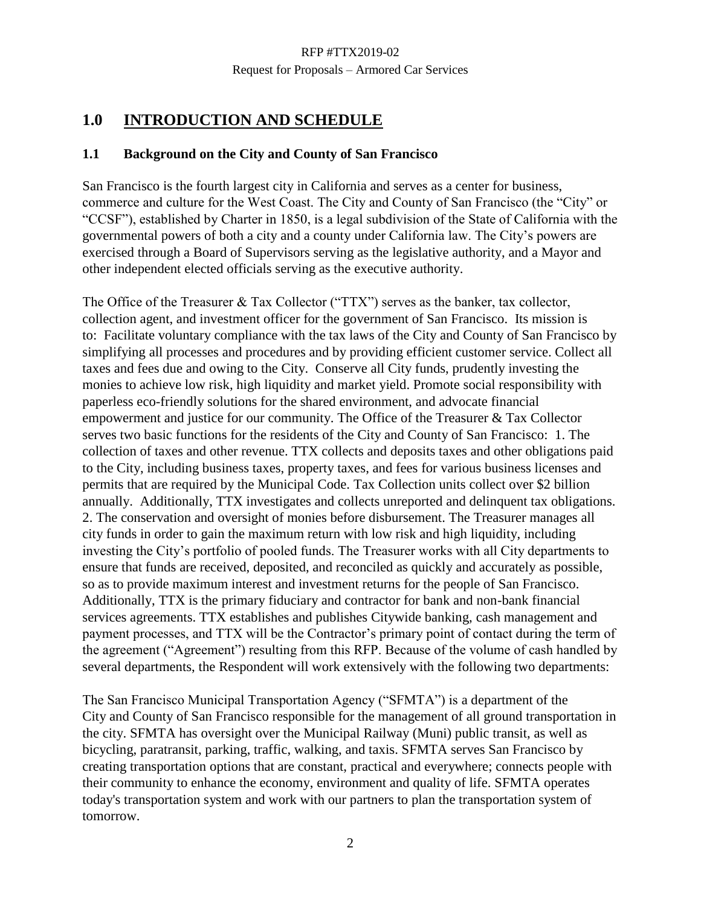# 1.0 INTRODUCTION AND SCHEDULE

## 1.1 Background on the City and County of San Francisco

San Francisco is the fourth largest city in California and serves as a center for business, commerce and culture for the West Coast. The City and County of San Francisco (the "City" or "CCSF"), established by Charter in 1850, is a legal subdivision of the State of California with the governmental powers of both a city and a county under California law. The City's powers are exercised through a Board of Supervisors serving as the legislative authority, and a Mayor and other independent elected officials serving as the executive authority.

The Office of the Treasurer & Tax Collector ("TTX") serves as the banker, tax collector, collection agent, and investment officer for the government of San Francisco. Its mission is to: Facilitate voluntary compliance with the tax laws of the City and County of San Francisco by simplifying all processes and procedures and by providing efficient customer service. Collect all taxes and fees due and owing to the City. Conserve all City funds, prudently investing the monies to achieve low risk, high liquidity and market yield. Promote social responsibility with paperless eco-friendly solutions for the shared environment, and advocate financial empowerment and justice for our community. The Office of the Treasurer & Tax Collector serves two basic functions for the residents of the City and County of San Francisco: 1. The collection of taxes and other revenue. TTX collects and deposits taxes and other obligations paid to the City, including business taxes, property taxes, and fees for various business licenses and permits that are required by the Municipal Code. Tax Collection units collect over $2 billion annually. Additionally, TTX investigates and collects unreported and delinquent tax obligations. 2. The conservation and oversight of monies before disbursement. The Treasurer manages all city funds in order to gain the maximum return with low risk and high liquidity, including investing the City's portfolio of pooled funds. The Treasurer works with all City departments to ensure that funds are received, deposited, and reconciled as quickly and accurately as possible, so as to provide maximum interest and investment returns for the people of San Francisco. Additionally, TTX is the primary fiduciary and contractor for bank and non-bank financial services agreements. TTX establishes and publishes Citywide banking, cash management and payment processes, and TTX will be the Contractor's primary point of contact during the term of the agreement ("Agreement") resulting from this RFP. Because of the volume of cash handled by several departments, the Respondent will work extensively with the following two departments:

The San Francisco Municipal Transportation Agency ("SFMTA") is a department of the City and County of San Francisco responsible for the management of all ground transportation in the city. SFMTA has oversight over the Municipal Railway (Muni) public transit, as well as bicycling, paratransit, parking, traffic, walking, and taxis. SFMTA serves San Francisco by creating transportation options that are constant, practical and everywhere; connects people with their community to enhance the economy, environment and quality of life. SFMTA operates today's transportation system and work with our partners to plan the transportation system of tomorrow.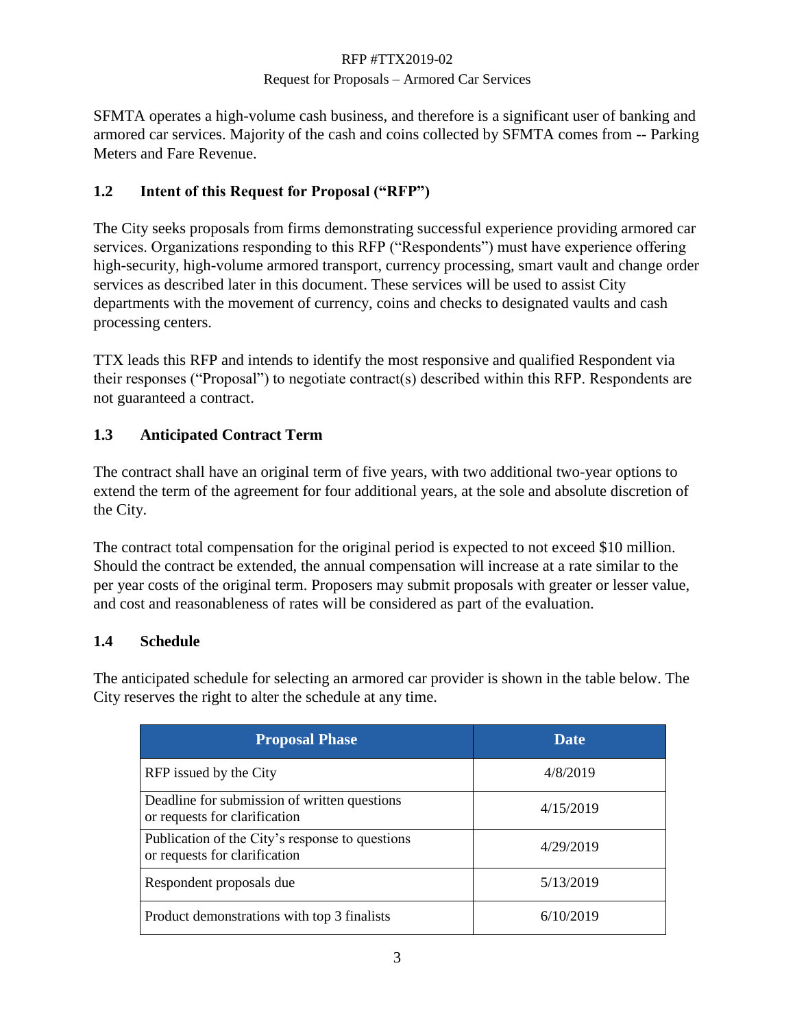SFMTA operates a high-volume cash business, and therefore is a significant user of banking and armored car services. Majority of the cash and coins collected by SFMTA comes from -- Parking Meters and Fare Revenue.

### 1.2 Intent of this Request for Proposal ("RFP")

The City seeks proposals from firms demonstrating successful experience providing armored car services. Organizations responding to this RFP ("Respondents") must have experience offering high-security, high-volume armored transport, currency processing, smart vault and change order services as described later in this document. These services will be used to assist City departments with the movement of currency, coins and checks to designated vaults and cash processing centers.

TTX leads this RFP and intends to identify the most responsive and qualified Respondent via their responses ("Proposal") to negotiate contract(s) described within this RFP. Respondents are not guaranteed a contract.

### 1.3 Anticipated Contract Term

The contract shall have an original term of five years, with two additional two-year options to extend the term of the agreement for four additional years, at the sole and absolute discretion of the City.

The contract total compensation for the original period is expected to not exceed $10 million. Should the contract be extended, the annual compensation will increase at a rate similar to the per year costs of the original term. Proposers may submit proposals with greater or lesser value, and cost and reasonableness of rates will be considered as part of the evaluation.

### 1.4 Schedule

The anticipated schedule for selecting an armored car provider is shown in the table below. The City reserves the right to alter the schedule at any time.

| Proposal Phase | Date |
|---|---|
| RFP issued by the City | 4/8/2019 |
| Deadline for submission of written questions or requests for clarification | 4/15/2019 |
| Publication of the City's response to questions or requests for clarification | 4/29/2019 |
| Respondent proposals due | 5/13/2019 |
| Product demonstrations with top 3 finalists | 6/10/2019 |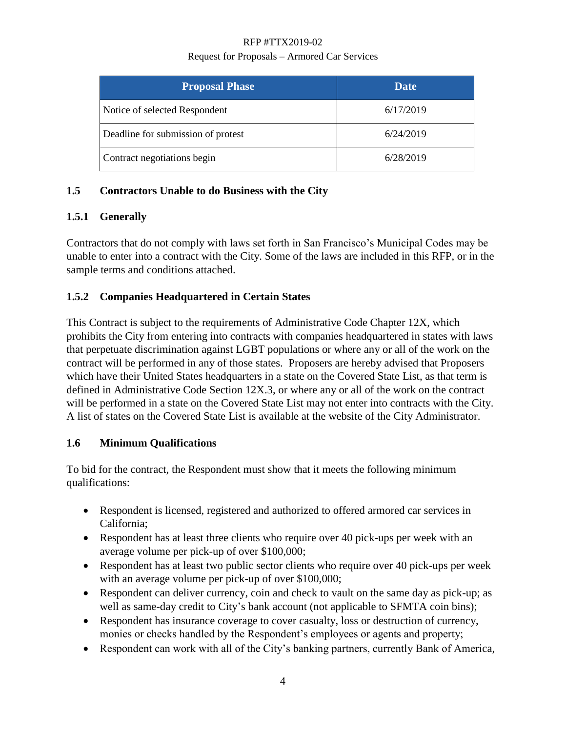| Proposal Phase | Date |
| --- | --- |
| Notice of selected Respondent | 6/17/2019 |
| Deadline for submission of protest | 6/24/2019 |
| Contract negotiations begin | 6/28/2019 |

### 1.5 Contractors Unable to do Business with the City

#### 1.5.1 Generally

Contractors that do not comply with laws set forth in San Francisco's Municipal Codes may be unable to enter into a contract with the City. Some of the laws are included in this RFP, or in the sample terms and conditions attached.

#### 1.5.2 Companies Headquartered in Certain States

This Contract is subject to the requirements of Administrative Code Chapter 12X, which prohibits the City from entering into contracts with companies headquartered in states with laws that perpetuate discrimination against LGBT populations or where any or all of the work on the contract will be performed in any of those states. Proposers are hereby advised that Proposers which have their United States headquarters in a state on the Covered State List, as that term is defined in Administrative Code Section 12X.3, or where any or all of the work on the contract will be performed in a state on the Covered State List may not enter into contracts with the City. A list of states on the Covered State List is available at the website of the City Administrator.

### 1.6 Minimum Qualifications

To bid for the contract, the Respondent must show that it meets the following minimum qualifications:

- Respondent is licensed, registered and authorized to offered armored car services in California;
- Respondent has at least three clients who require over 40 pick-ups per week with an average volume per pick-up of over $100,000;
- Respondent has at least two public sector clients who require over 40 pick-ups per week with an average volume per pick-up of over $100,000;
- Respondent can deliver currency, coin and check to vault on the same day as pick-up; as well as same-day credit to City's bank account (not applicable to SFMTA coin bins);
- Respondent has insurance coverage to cover casualty, loss or destruction of currency, monies or checks handled by the Respondent's employees or agents and property;
- Respondent can work with all of the City's banking partners, currently Bank of America,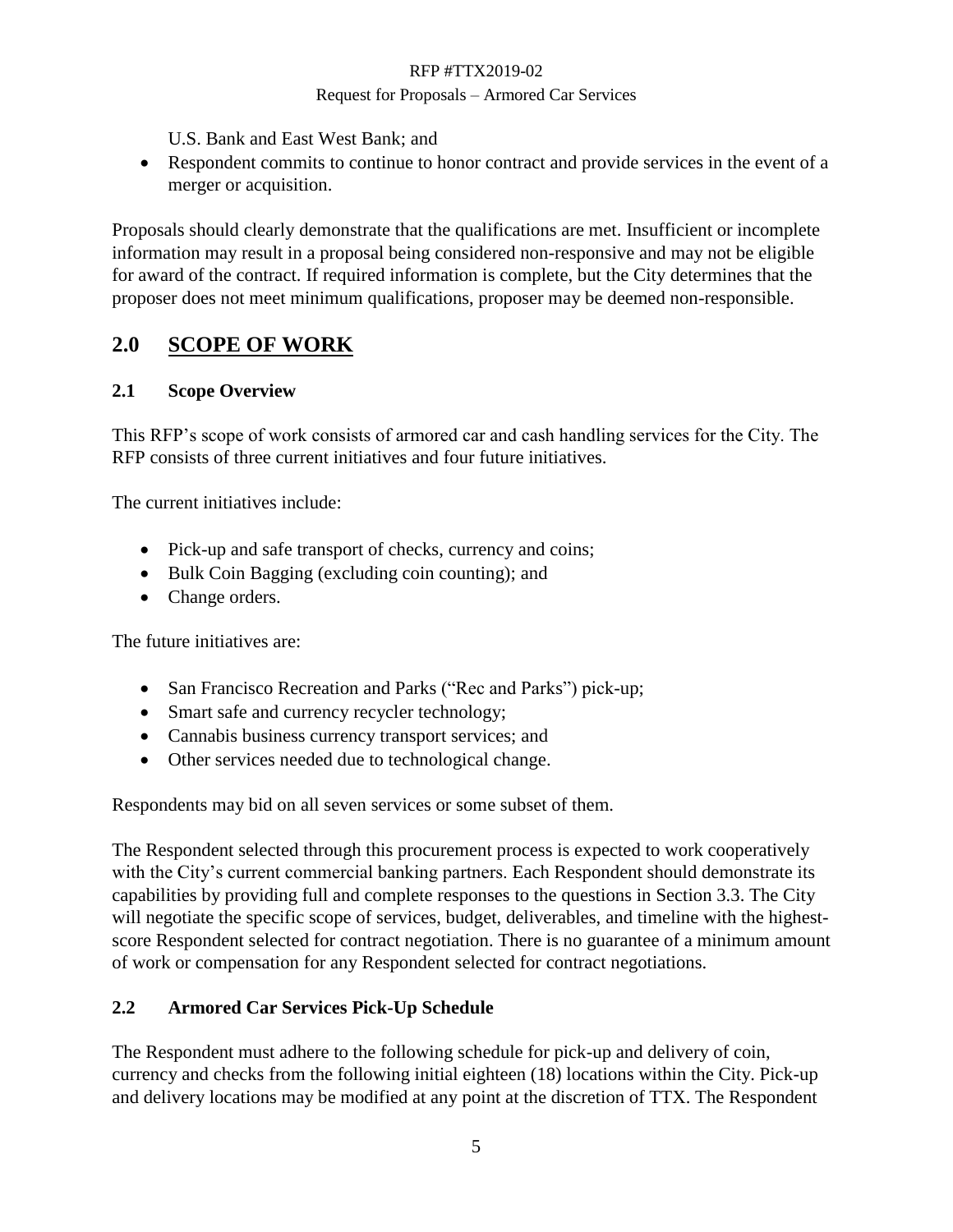U.S. Bank and East West Bank; and

- Respondent commits to continue to honor contract and provide services in the event of a merger or acquisition.

Proposals should clearly demonstrate that the qualifications are met. Insufficient or incomplete information may result in a proposal being considered non-responsive and may not be eligible for award of the contract. If required information is complete, but the City determines that the proposer does not meet minimum qualifications, proposer may be deemed non-responsible.

## 2.0 SCOPE OF WORK

### 2.1 Scope Overview

This RFP's scope of work consists of armored car and cash handling services for the City. The RFP consists of three current initiatives and four future initiatives.

The current initiatives include:

- Pick-up and safe transport of checks, currency and coins;
- Bulk Coin Bagging (excluding coin counting); and
- Change orders.

The future initiatives are:

- San Francisco Recreation and Parks ("Rec and Parks") pick-up;
- Smart safe and currency recycler technology;
- Cannabis business currency transport services; and
- Other services needed due to technological change.

Respondents may bid on all seven services or some subset of them.

The Respondent selected through this procurement process is expected to work cooperatively with the City's current commercial banking partners. Each Respondent should demonstrate its capabilities by providing full and complete responses to the questions in Section 3.3. The City will negotiate the specific scope of services, budget, deliverables, and timeline with the highest-score Respondent selected for contract negotiation. There is no guarantee of a minimum amount of work or compensation for any Respondent selected for contract negotiations.

### 2.2 Armored Car Services Pick-Up Schedule

The Respondent must adhere to the following schedule for pick-up and delivery of coin, currency and checks from the following initial eighteen (18) locations within the City. Pick-up and delivery locations may be modified at any point at the discretion of TTX. The Respondent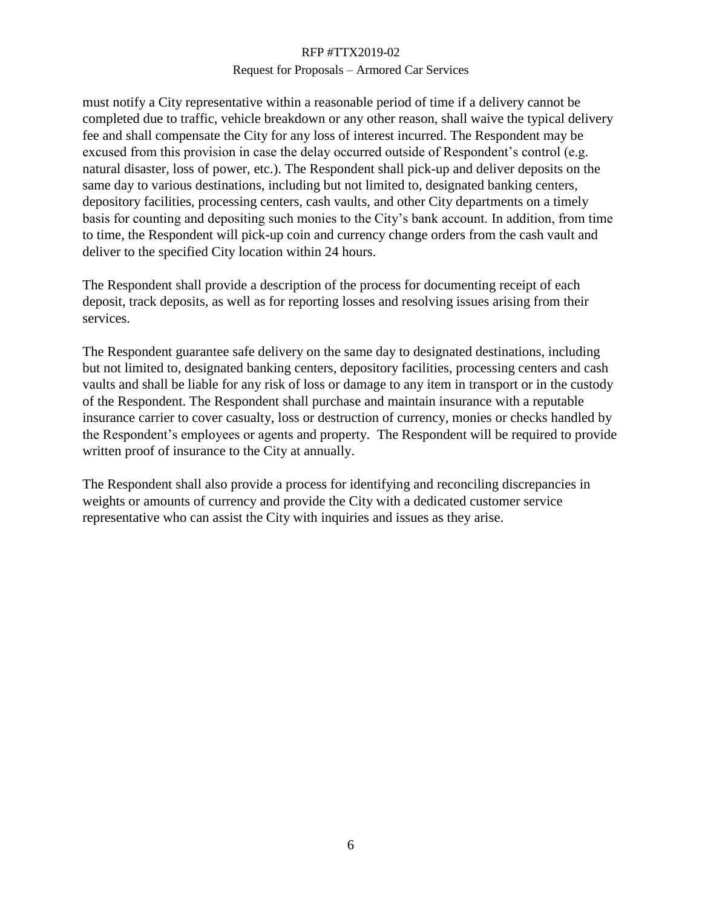must notify a City representative within a reasonable period of time if a delivery cannot be completed due to traffic, vehicle breakdown or any other reason, shall waive the typical delivery fee and shall compensate the City for any loss of interest incurred. The Respondent may be excused from this provision in case the delay occurred outside of Respondent's control (e.g. natural disaster, loss of power, etc.). The Respondent shall pick-up and deliver deposits on the same day to various destinations, including but not limited to, designated banking centers, depository facilities, processing centers, cash vaults, and other City departments on a timely basis for counting and depositing such monies to the City's bank account. In addition, from time to time, the Respondent will pick-up coin and currency change orders from the cash vault and deliver to the specified City location within 24 hours.

The Respondent shall provide a description of the process for documenting receipt of each deposit, track deposits, as well as for reporting losses and resolving issues arising from their services.

The Respondent guarantee safe delivery on the same day to designated destinations, including but not limited to, designated banking centers, depository facilities, processing centers and cash vaults and shall be liable for any risk of loss or damage to any item in transport or in the custody of the Respondent. The Respondent shall purchase and maintain insurance with a reputable insurance carrier to cover casualty, loss or destruction of currency, monies or checks handled by the Respondent's employees or agents and property. The Respondent will be required to provide written proof of insurance to the City at annually.

The Respondent shall also provide a process for identifying and reconciling discrepancies in weights or amounts of currency and provide the City with a dedicated customer service representative who can assist the City with inquiries and issues as they arise.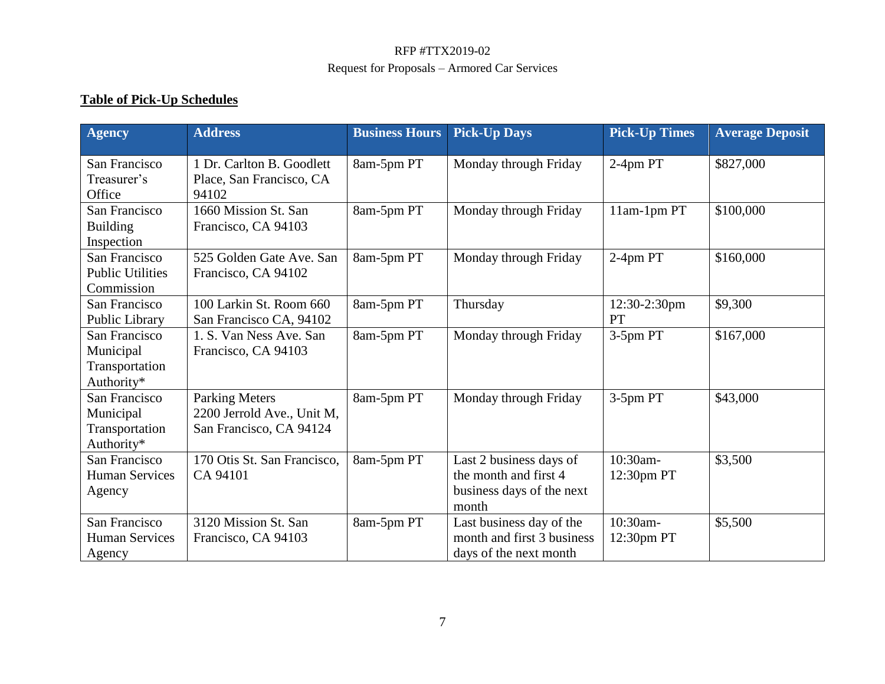**Table of Pick-Up Schedules**

| Agency | Address | Business Hours | Pick-Up Days | Pick-Up Times | Average Deposit |
|---|---|---|---|---|---|
| San Francisco Treasurer's Office | 1 Dr. Carlton B. Goodlett Place, San Francisco, CA 94102 | 8am-5pm PT | Monday through Friday | 2-4pm PT | $827,000 |
| San Francisco Building Inspection | 1660 Mission St. San Francisco, CA 94103 | 8am-5pm PT | Monday through Friday | 11am-1pm PT | $100,000 |
| San Francisco Public Utilities Commission | 525 Golden Gate Ave. San Francisco, CA 94102 | 8am-5pm PT | Monday through Friday | 2-4pm PT | $160,000 |
| San Francisco Public Library | 100 Larkin St. Room 660 San Francisco CA, 94102 | 8am-5pm PT | Thursday | 12:30-2:30pm PT | $9,300 |
| San Francisco Municipal Transportation Authority* | 1. S. Van Ness Ave. San Francisco, CA 94103 | 8am-5pm PT | Monday through Friday | 3-5pm PT | $167,000 |
| San Francisco Municipal Transportation Authority* | Parking Meters 2200 Jerrold Ave., Unit M, San Francisco, CA 94124 | 8am-5pm PT | Monday through Friday | 3-5pm PT | $43,000 |
| San Francisco Human Services Agency | 170 Otis St. San Francisco, CA 94101 | 8am-5pm PT | Last 2 business days of the month and first 4 business days of the next month | 10:30am-12:30pm PT | $3,500 |
| San Francisco Human Services Agency | 3120 Mission St. San Francisco, CA 94103 | 8am-5pm PT | Last business day of the month and first 3 business days of the next month | 10:30am-12:30pm PT | $5,500 |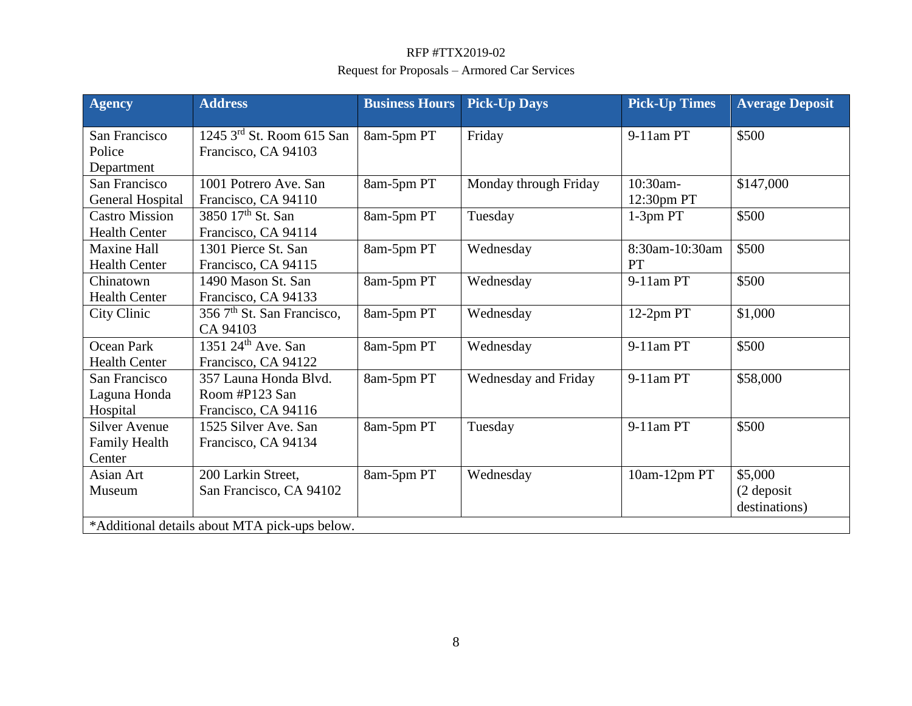| Agency | Address | Business Hours | Pick-Up Days | Pick-Up Times | Average Deposit |
|---|---|---|---|---|---|
| San Francisco Police Department | 1245 3rd St. Room 615 San Francisco, CA 94103 | 8am-5pm PT | Friday | 9-11am PT | $500 |
| San Francisco General Hospital | 1001 Potrero Ave. San Francisco, CA 94110 | 8am-5pm PT | Monday through Friday | 10:30am-12:30pm PT | $147,000 |
| Castro Mission Health Center | 3850 17th St. San Francisco, CA 94114 | 8am-5pm PT | Tuesday | 1-3pm PT | $500 |
| Maxine Hall Health Center | 1301 Pierce St. San Francisco, CA 94115 | 8am-5pm PT | Wednesday | 8:30am-10:30am PT | $500 |
| Chinatown Health Center | 1490 Mason St. San Francisco, CA 94133 | 8am-5pm PT | Wednesday | 9-11am PT | $500 |
| City Clinic | 356 7th St. San Francisco, CA 94103 | 8am-5pm PT | Wednesday | 12-2pm PT | $1,000 |
| Ocean Park Health Center | 1351 24th Ave. San Francisco, CA 94122 | 8am-5pm PT | Wednesday | 9-11am PT | $500 |
| San Francisco Laguna Honda Hospital | 357 Launa Honda Blvd. Room #P123 San Francisco, CA 94116 | 8am-5pm PT | Wednesday and Friday | 9-11am PT | $58,000 |
| Silver Avenue Family Health Center | 1525 Silver Ave. San Francisco, CA 94134 | 8am-5pm PT | Tuesday | 9-11am PT | $500 |
| Asian Art Museum | 200 Larkin Street, San Francisco, CA 94102 | 8am-5pm PT | Wednesday | 10am-12pm PT | $5,000 (2 deposit destinations) |

*Additional details about MTA pick-ups below.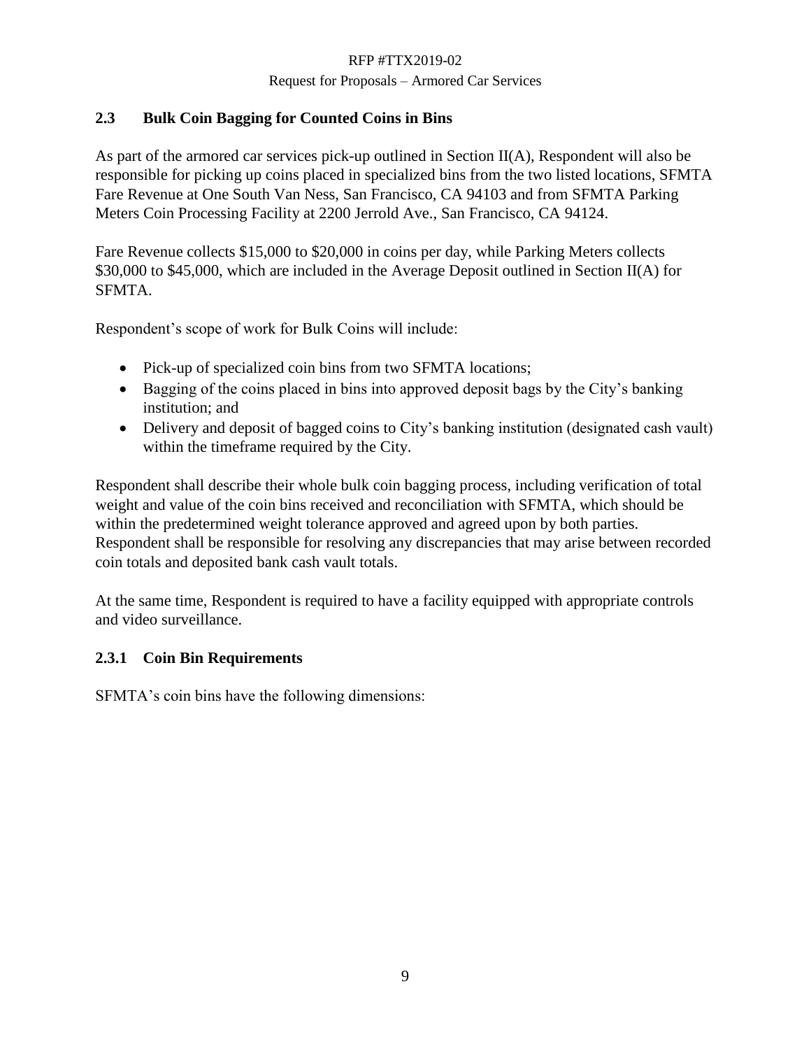## 2.3 Bulk Coin Bagging for Counted Coins in Bins

As part of the armored car services pick-up outlined in Section II(A), Respondent will also be responsible for picking up coins placed in specialized bins from the two listed locations, SFMTA Fare Revenue at One South Van Ness, San Francisco, CA 94103 and from SFMTA Parking Meters Coin Processing Facility at 2200 Jerrold Ave., San Francisco, CA 94124.

Fare Revenue collects $15,000 to $20,000 in coins per day, while Parking Meters collects $30,000 to $45,000, which are included in the Average Deposit outlined in Section II(A) for SFMTA.

Respondent's scope of work for Bulk Coins will include:

- Pick-up of specialized coin bins from two SFMTA locations;
- Bagging of the coins placed in bins into approved deposit bags by the City's banking institution; and
- Delivery and deposit of bagged coins to City's banking institution (designated cash vault) within the timeframe required by the City.

Respondent shall describe their whole bulk coin bagging process, including verification of total weight and value of the coin bins received and reconciliation with SFMTA, which should be within the predetermined weight tolerance approved and agreed upon by both parties. Respondent shall be responsible for resolving any discrepancies that may arise between recorded coin totals and deposited bank cash vault totals.

At the same time, Respondent is required to have a facility equipped with appropriate controls and video surveillance.

### 2.3.1 Coin Bin Requirements

SFMTA's coin bins have the following dimensions: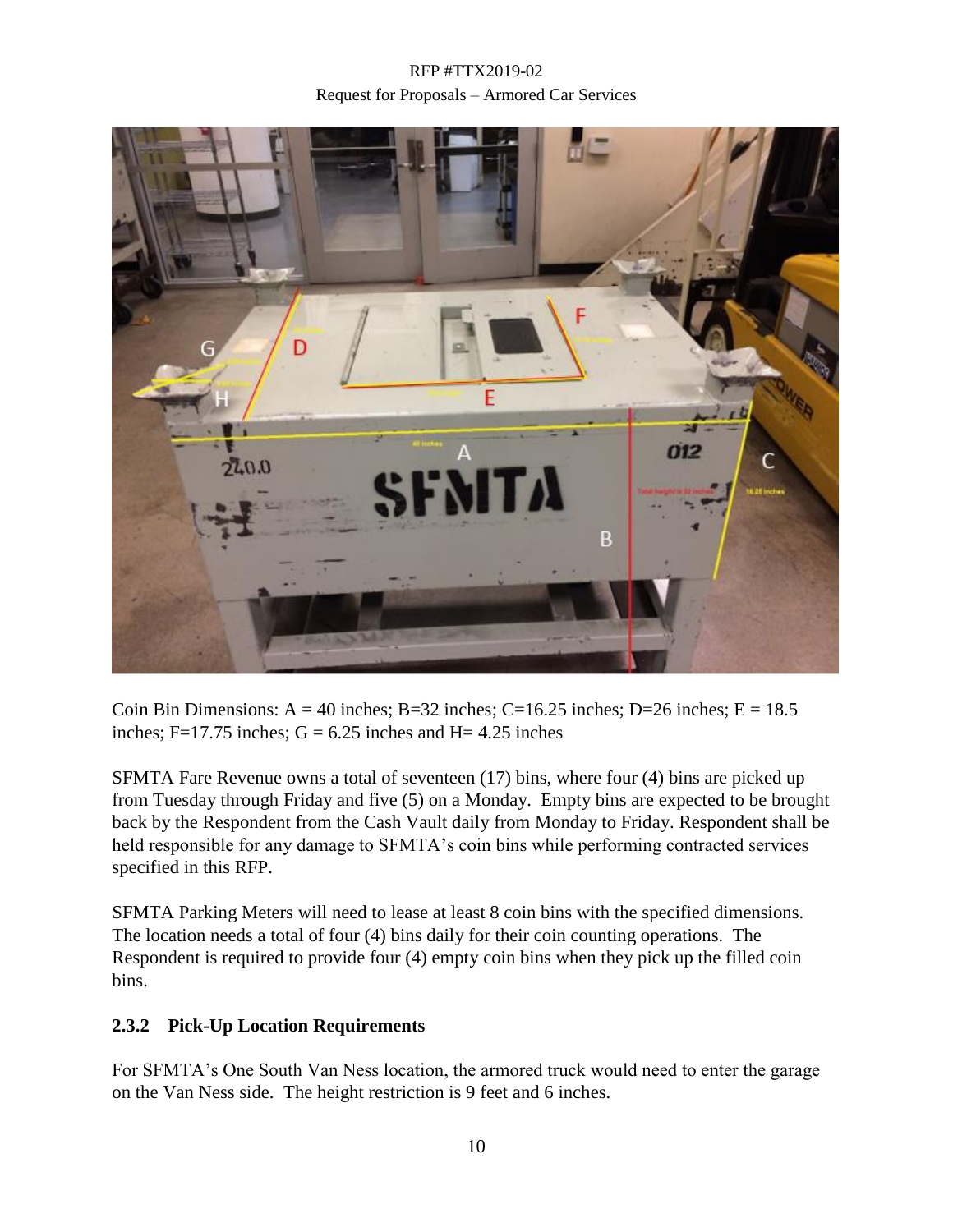Coin Bin Dimensions: A = 40 inches; B=32 inches; C=16.25 inches; D=26 inches; E = 18.5 inches; F=17.75 inches; G = 6.25 inches and H= 4.25 inches

SFMTA Fare Revenue owns a total of seventeen (17) bins, where four (4) bins are picked up from Tuesday through Friday and five (5) on a Monday. Empty bins are expected to be brought back by the Respondent from the Cash Vault daily from Monday to Friday. Respondent shall be held responsible for any damage to SFMTA's coin bins while performing contracted services specified in this RFP.

SFMTA Parking Meters will need to lease at least 8 coin bins with the specified dimensions. The location needs a total of four (4) bins daily for their coin counting operations. The Respondent is required to provide four (4) empty coin bins when they pick up the filled coin bins.

### 2.3.2 Pick-Up Location Requirements

For SFMTA's One South Van Ness location, the armored truck would need to enter the garage on the Van Ness side. The height restriction is 9 feet and 6 inches.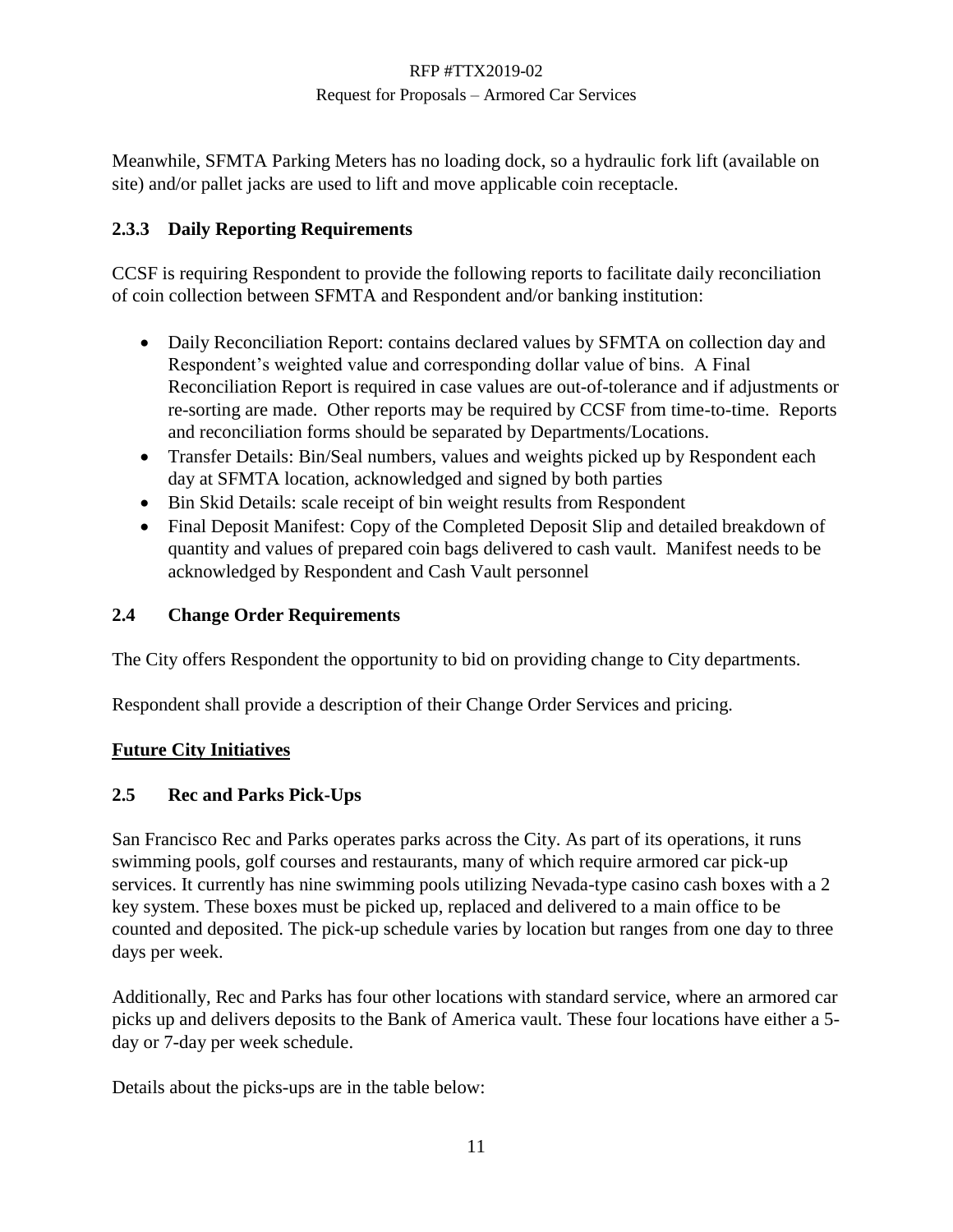Meanwhile, SFMTA Parking Meters has no loading dock, so a hydraulic fork lift (available on site) and/or pallet jacks are used to lift and move applicable coin receptacle.

### 2.3.3 Daily Reporting Requirements

CCSF is requiring Respondent to provide the following reports to facilitate daily reconciliation of coin collection between SFMTA and Respondent and/or banking institution:

- Daily Reconciliation Report: contains declared values by SFMTA on collection day and Respondent's weighted value and corresponding dollar value of bins. A Final Reconciliation Report is required in case values are out-of-tolerance and if adjustments or re-sorting are made. Other reports may be required by CCSF from time-to-time. Reports and reconciliation forms should be separated by Departments/Locations.
- Transfer Details: Bin/Seal numbers, values and weights picked up by Respondent each day at SFMTA location, acknowledged and signed by both parties
- Bin Skid Details: scale receipt of bin weight results from Respondent
- Final Deposit Manifest: Copy of the Completed Deposit Slip and detailed breakdown of quantity and values of prepared coin bags delivered to cash vault. Manifest needs to be acknowledged by Respondent and Cash Vault personnel

## 2.4 Change Order Requirements

The City offers Respondent the opportunity to bid on providing change to City departments.

Respondent shall provide a description of their Change Order Services and pricing.

**Future City Initiatives**

## 2.5 Rec and Parks Pick-Ups

San Francisco Rec and Parks operates parks across the City. As part of its operations, it runs swimming pools, golf courses and restaurants, many of which require armored car pick-up services. It currently has nine swimming pools utilizing Nevada-type casino cash boxes with a 2 key system. These boxes must be picked up, replaced and delivered to a main office to be counted and deposited. The pick-up schedule varies by location but ranges from one day to three days per week.

Additionally, Rec and Parks has four other locations with standard service, where an armored car picks up and delivers deposits to the Bank of America vault. These four locations have either a 5-day or 7-day per week schedule.

Details about the picks-ups are in the table below: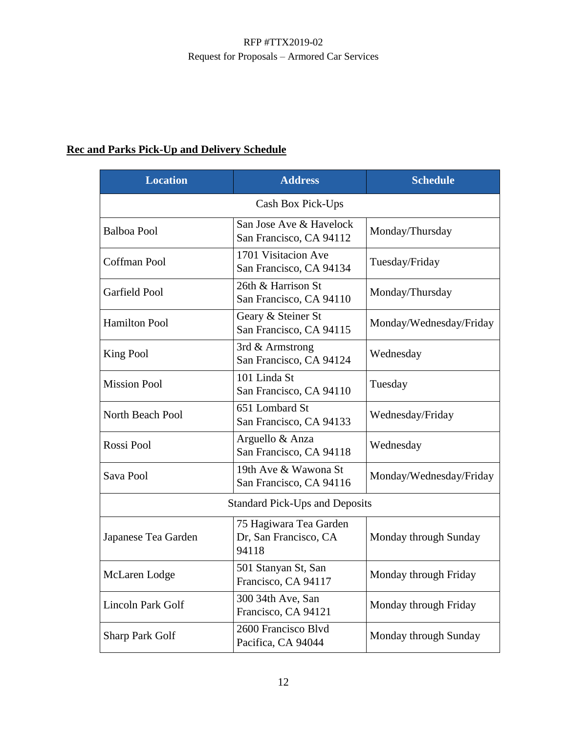**Rec and Parks Pick-Up and Delivery Schedule**

| Location | Address | Schedule |
|---|---|---|
| Cash Box Pick-Ups | | |
| Balboa Pool | San Jose Ave & Havelock San Francisco, CA 94112 | Monday/Thursday |
| Coffman Pool | 1701 Visitacion Ave San Francisco, CA 94134 | Tuesday/Friday |
| Garfield Pool | 26th & Harrison St San Francisco, CA 94110 | Monday/Thursday |
| Hamilton Pool | Geary & Steiner St San Francisco, CA 94115 | Monday/Wednesday/Friday |
| King Pool | 3rd & Armstrong San Francisco, CA 94124 | Wednesday |
| Mission Pool | 101 Linda St San Francisco, CA 94110 | Tuesday |
| North Beach Pool | 651 Lombard St San Francisco, CA 94133 | Wednesday/Friday |
| Rossi Pool | Arguello & Anza San Francisco, CA 94118 | Wednesday |
| Sava Pool | 19th Ave & Wawona St San Francisco, CA 94116 | Monday/Wednesday/Friday |
| Standard Pick-Ups and Deposits | | |
| Japanese Tea Garden | 75 Hagiwara Tea Garden Dr, San Francisco, CA 94118 | Monday through Sunday |
| McLaren Lodge | 501 Stanyan St, San Francisco, CA 94117 | Monday through Friday |
| Lincoln Park Golf | 300 34th Ave, San Francisco, CA 94121 | Monday through Friday |
| Sharp Park Golf | 2600 Francisco Blvd Pacifica, CA 94044 | Monday through Sunday |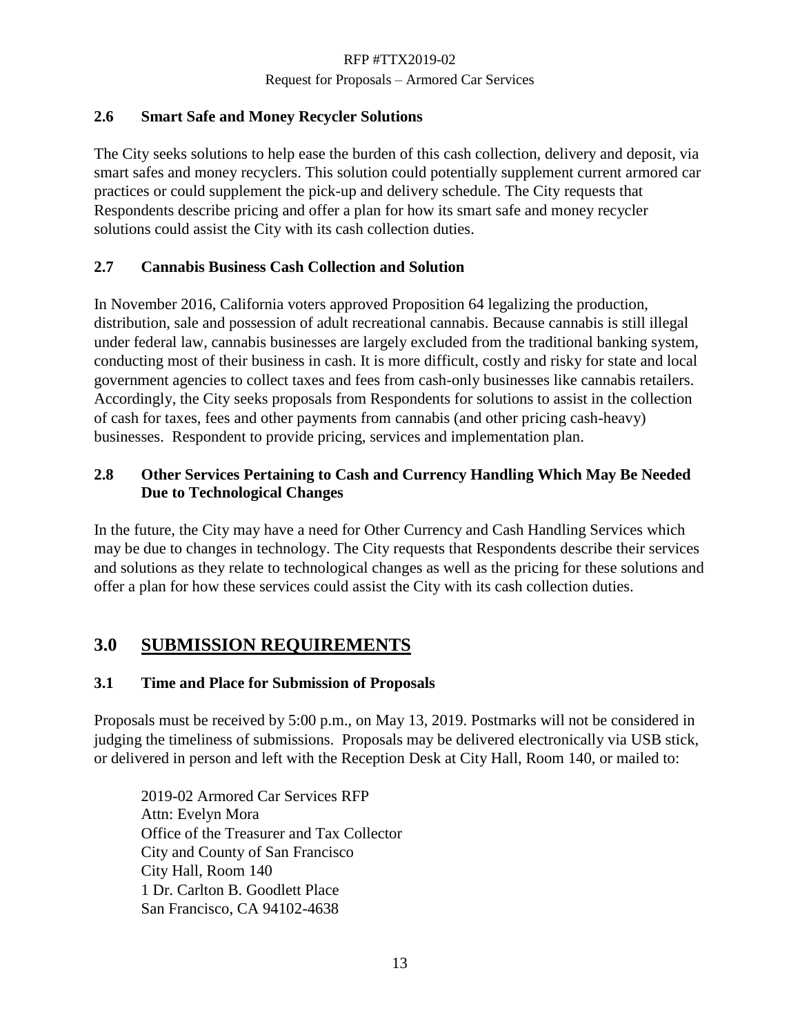### 2.6 Smart Safe and Money Recycler Solutions

The City seeks solutions to help ease the burden of this cash collection, delivery and deposit, via smart safes and money recyclers. This solution could potentially supplement current armored car practices or could supplement the pick-up and delivery schedule. The City requests that Respondents describe pricing and offer a plan for how its smart safe and money recycler solutions could assist the City with its cash collection duties.

### 2.7 Cannabis Business Cash Collection and Solution

In November 2016, California voters approved Proposition 64 legalizing the production, distribution, sale and possession of adult recreational cannabis. Because cannabis is still illegal under federal law, cannabis businesses are largely excluded from the traditional banking system, conducting most of their business in cash. It is more difficult, costly and risky for state and local government agencies to collect taxes and fees from cash-only businesses like cannabis retailers. Accordingly, the City seeks proposals from Respondents for solutions to assist in the collection of cash for taxes, fees and other payments from cannabis (and other pricing cash-heavy) businesses. Respondent to provide pricing, services and implementation plan.

### 2.8 Other Services Pertaining to Cash and Currency Handling Which May Be Needed Due to Technological Changes

In the future, the City may have a need for Other Currency and Cash Handling Services which may be due to changes in technology. The City requests that Respondents describe their services and solutions as they relate to technological changes as well as the pricing for these solutions and offer a plan for how these services could assist the City with its cash collection duties.

## 3.0 SUBMISSION REQUIREMENTS

### 3.1 Time and Place for Submission of Proposals

Proposals must be received by 5:00 p.m., on May 13, 2019. Postmarks will not be considered in judging the timeliness of submissions. Proposals may be delivered electronically via USB stick, or delivered in person and left with the Reception Desk at City Hall, Room 140, or mailed to:

2019-02 Armored Car Services RFP  
Attn: Evelyn Mora  
Office of the Treasurer and Tax Collector  
City and County of San Francisco  
City Hall, Room 140  
1 Dr. Carlton B. Goodlett Place  
San Francisco, CA 94102-4638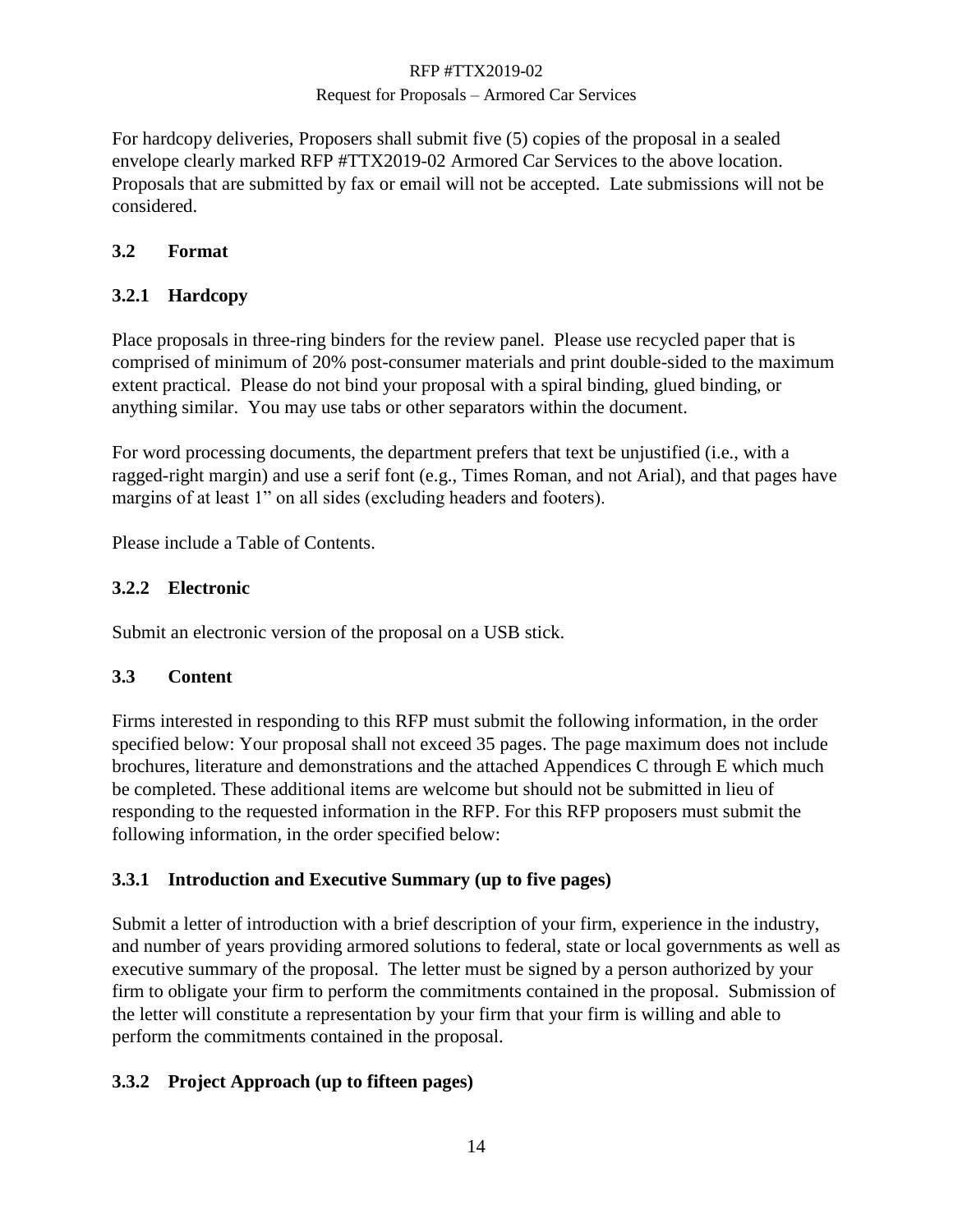For hardcopy deliveries, Proposers shall submit five (5) copies of the proposal in a sealed envelope clearly marked RFP #TTX2019-02 Armored Car Services to the above location. Proposals that are submitted by fax or email will not be accepted. Late submissions will not be considered.

### 3.2 Format

#### 3.2.1 Hardcopy

Place proposals in three-ring binders for the review panel. Please use recycled paper that is comprised of minimum of 20% post-consumer materials and print double-sided to the maximum extent practical. Please do not bind your proposal with a spiral binding, glued binding, or anything similar. You may use tabs or other separators within the document.

For word processing documents, the department prefers that text be unjustified (i.e., with a ragged-right margin) and use a serif font (e.g., Times Roman, and not Arial), and that pages have margins of at least 1" on all sides (excluding headers and footers).

Please include a Table of Contents.

#### 3.2.2 Electronic

Submit an electronic version of the proposal on a USB stick.

### 3.3 Content

Firms interested in responding to this RFP must submit the following information, in the order specified below: Your proposal shall not exceed 35 pages. The page maximum does not include brochures, literature and demonstrations and the attached Appendices C through E which much be completed. These additional items are welcome but should not be submitted in lieu of responding to the requested information in the RFP. For this RFP proposers must submit the following information, in the order specified below:

#### 3.3.1 Introduction and Executive Summary (up to five pages)

Submit a letter of introduction with a brief description of your firm, experience in the industry, and number of years providing armored solutions to federal, state or local governments as well as executive summary of the proposal. The letter must be signed by a person authorized by your firm to obligate your firm to perform the commitments contained in the proposal. Submission of the letter will constitute a representation by your firm that your firm is willing and able to perform the commitments contained in the proposal.

#### 3.3.2 Project Approach (up to fifteen pages)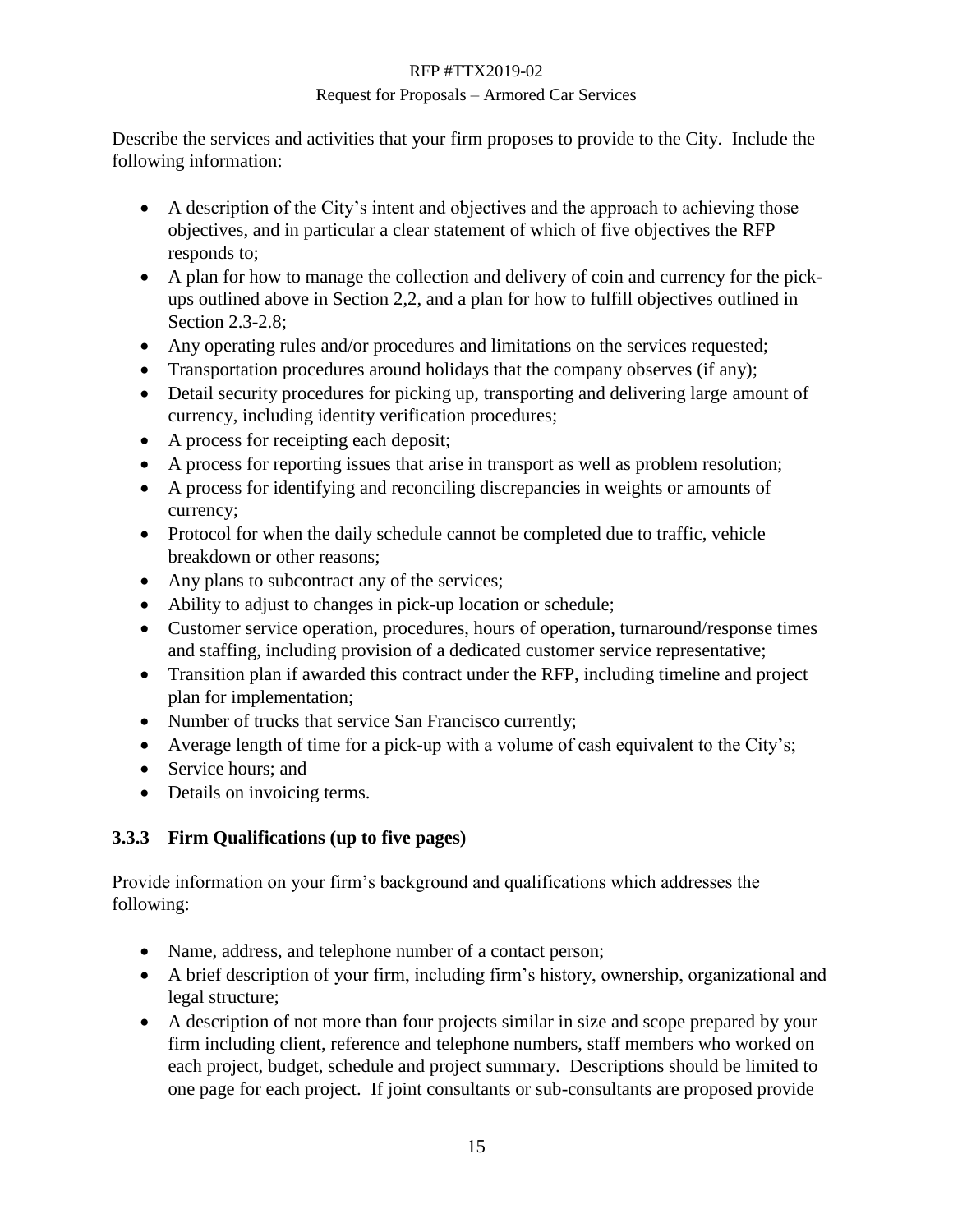Describe the services and activities that your firm proposes to provide to the City. Include the following information:

- A description of the City's intent and objectives and the approach to achieving those objectives, and in particular a clear statement of which of five objectives the RFP responds to;
- A plan for how to manage the collection and delivery of coin and currency for the pick-ups outlined above in Section 2,2, and a plan for how to fulfill objectives outlined in Section 2.3-2.8;
- Any operating rules and/or procedures and limitations on the services requested;
- Transportation procedures around holidays that the company observes (if any);
- Detail security procedures for picking up, transporting and delivering large amount of currency, including identity verification procedures;
- A process for receipting each deposit;
- A process for reporting issues that arise in transport as well as problem resolution;
- A process for identifying and reconciling discrepancies in weights or amounts of currency;
- Protocol for when the daily schedule cannot be completed due to traffic, vehicle breakdown or other reasons;
- Any plans to subcontract any of the services;
- Ability to adjust to changes in pick-up location or schedule;
- Customer service operation, procedures, hours of operation, turnaround/response times and staffing, including provision of a dedicated customer service representative;
- Transition plan if awarded this contract under the RFP, including timeline and project plan for implementation;
- Number of trucks that service San Francisco currently;
- Average length of time for a pick-up with a volume of cash equivalent to the City's;
- Service hours; and
- Details on invoicing terms.

### 3.3.3 Firm Qualifications (up to five pages)

Provide information on your firm's background and qualifications which addresses the following:

- Name, address, and telephone number of a contact person;
- A brief description of your firm, including firm's history, ownership, organizational and legal structure;
- A description of not more than four projects similar in size and scope prepared by your firm including client, reference and telephone numbers, staff members who worked on each project, budget, schedule and project summary. Descriptions should be limited to one page for each project. If joint consultants or sub-consultants are proposed provide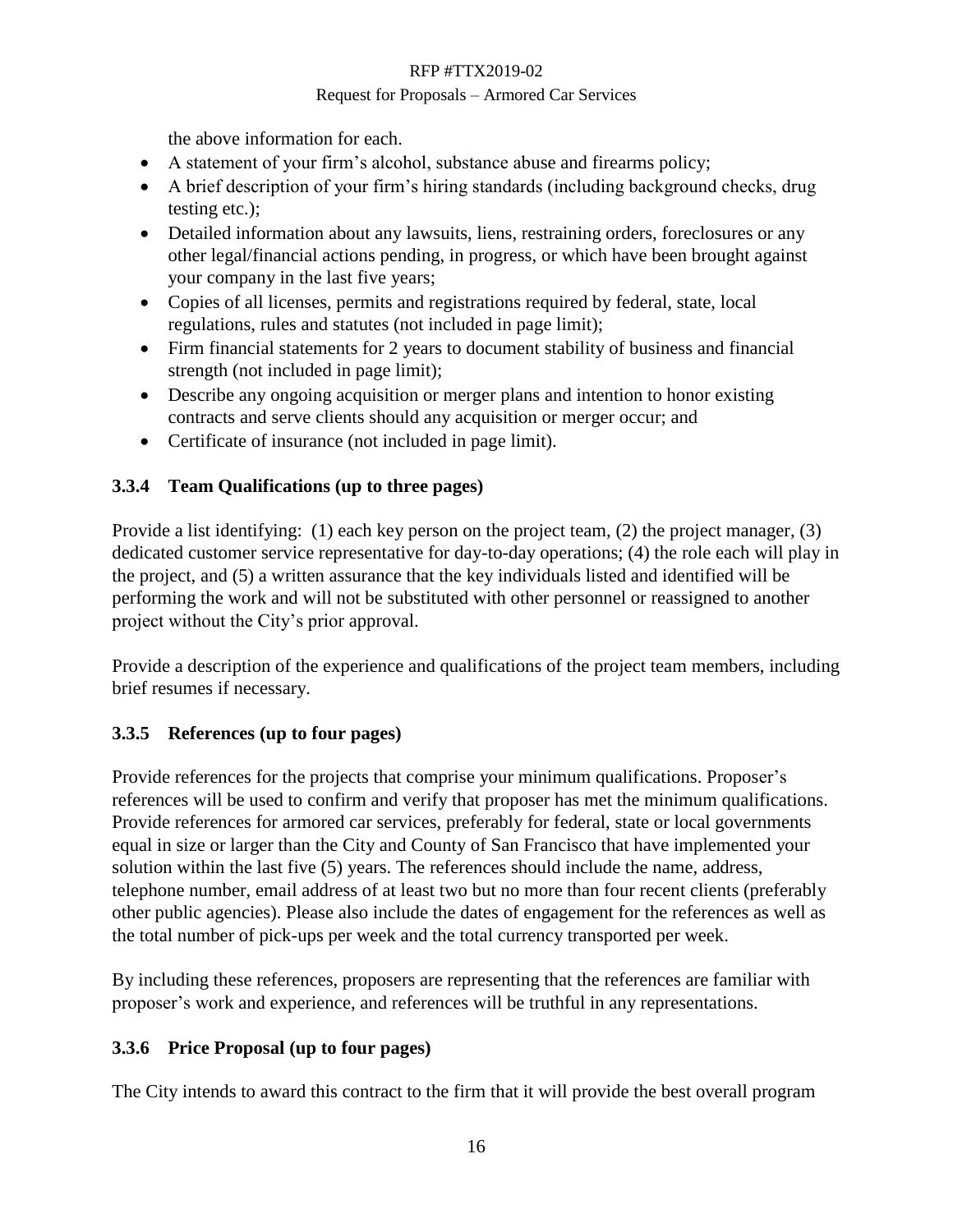the above information for each.

- A statement of your firm's alcohol, substance abuse and firearms policy;
- A brief description of your firm's hiring standards (including background checks, drug testing etc.);
- Detailed information about any lawsuits, liens, restraining orders, foreclosures or any other legal/financial actions pending, in progress, or which have been brought against your company in the last five years;
- Copies of all licenses, permits and registrations required by federal, state, local regulations, rules and statutes (not included in page limit);
- Firm financial statements for 2 years to document stability of business and financial strength (not included in page limit);
- Describe any ongoing acquisition or merger plans and intention to honor existing contracts and serve clients should any acquisition or merger occur; and
- Certificate of insurance (not included in page limit).

### 3.3.4 Team Qualifications (up to three pages)

Provide a list identifying: (1) each key person on the project team, (2) the project manager, (3) dedicated customer service representative for day-to-day operations; (4) the role each will play in the project, and (5) a written assurance that the key individuals listed and identified will be performing the work and will not be substituted with other personnel or reassigned to another project without the City's prior approval.

Provide a description of the experience and qualifications of the project team members, including brief resumes if necessary.

### 3.3.5 References (up to four pages)

Provide references for the projects that comprise your minimum qualifications. Proposer's references will be used to confirm and verify that proposer has met the minimum qualifications. Provide references for armored car services, preferably for federal, state or local governments equal in size or larger than the City and County of San Francisco that have implemented your solution within the last five (5) years. The references should include the name, address, telephone number, email address of at least two but no more than four recent clients (preferably other public agencies). Please also include the dates of engagement for the references as well as the total number of pick-ups per week and the total currency transported per week.

By including these references, proposers are representing that the references are familiar with proposer's work and experience, and references will be truthful in any representations.

### 3.3.6 Price Proposal (up to four pages)

The City intends to award this contract to the firm that it will provide the best overall program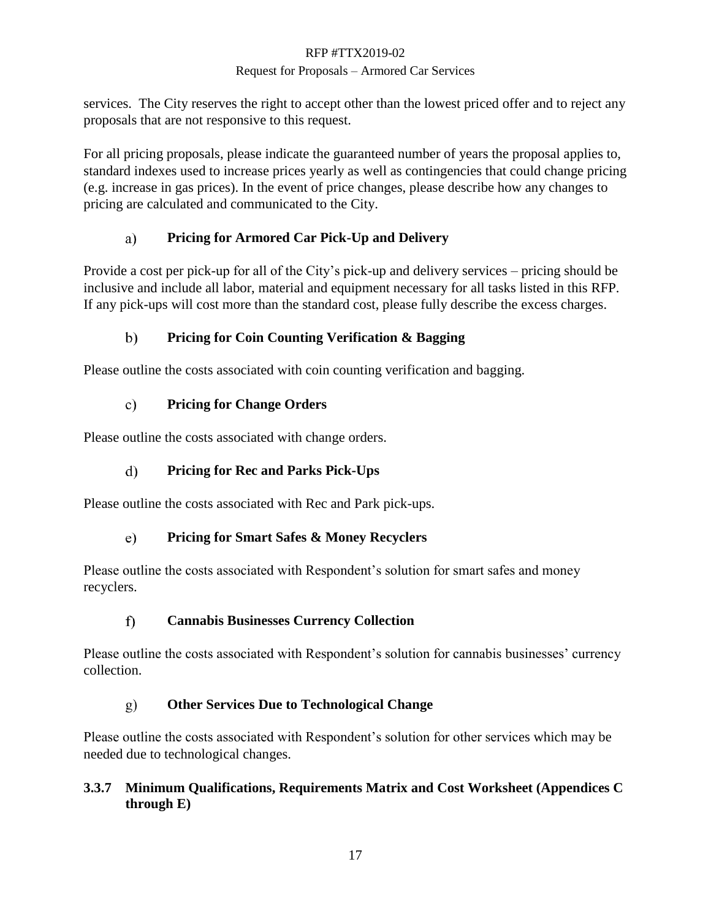services. The City reserves the right to accept other than the lowest priced offer and to reject any proposals that are not responsive to this request.

For all pricing proposals, please indicate the guaranteed number of years the proposal applies to, standard indexes used to increase prices yearly as well as contingencies that could change pricing (e.g. increase in gas prices). In the event of price changes, please describe how any changes to pricing are calculated and communicated to the City.

#### a) **Pricing for Armored Car Pick-Up and Delivery**

Provide a cost per pick-up for all of the City's pick-up and delivery services – pricing should be inclusive and include all labor, material and equipment necessary for all tasks listed in this RFP. If any pick-ups will cost more than the standard cost, please fully describe the excess charges.

#### b) **Pricing for Coin Counting Verification & Bagging**

Please outline the costs associated with coin counting verification and bagging.

#### c) **Pricing for Change Orders**

Please outline the costs associated with change orders.

#### d) **Pricing for Rec and Parks Pick-Ups**

Please outline the costs associated with Rec and Park pick-ups.

#### e) **Pricing for Smart Safes & Money Recyclers**

Please outline the costs associated with Respondent's solution for smart safes and money recyclers.

#### f) **Cannabis Businesses Currency Collection**

Please outline the costs associated with Respondent's solution for cannabis businesses' currency collection.

#### g) **Other Services Due to Technological Change**

Please outline the costs associated with Respondent's solution for other services which may be needed due to technological changes.

### **3.3.7 Minimum Qualifications, Requirements Matrix and Cost Worksheet (Appendices C through E)**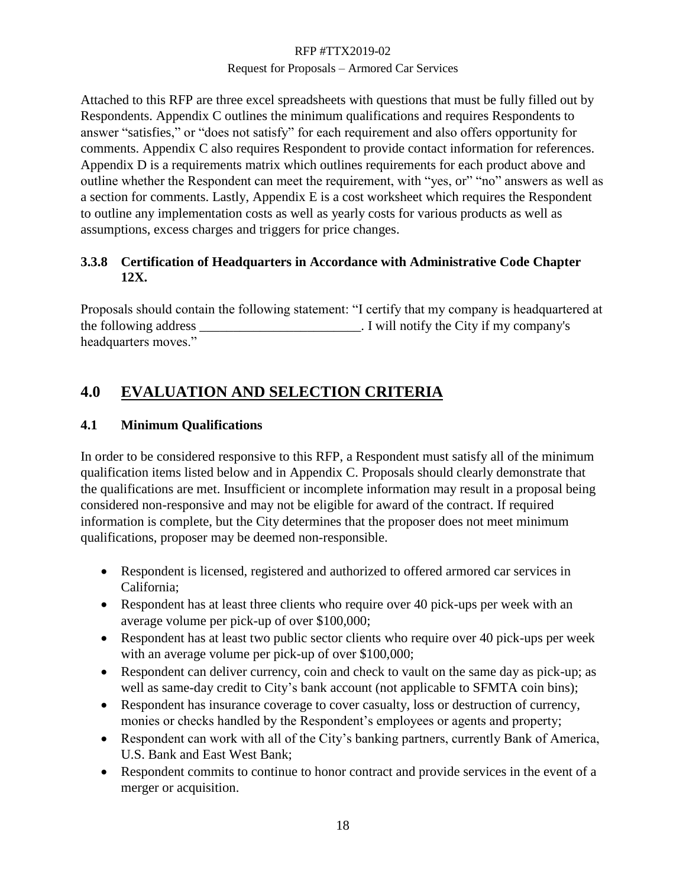Attached to this RFP are three excel spreadsheets with questions that must be fully filled out by Respondents. Appendix C outlines the minimum qualifications and requires Respondents to answer "satisfies," or "does not satisfy" for each requirement and also offers opportunity for comments. Appendix C also requires Respondent to provide contact information for references. Appendix D is a requirements matrix which outlines requirements for each product above and outline whether the Respondent can meet the requirement, with "yes, or" "no" answers as well as a section for comments. Lastly, Appendix E is a cost worksheet which requires the Respondent to outline any implementation costs as well as yearly costs for various products as well as assumptions, excess charges and triggers for price changes.

### 3.3.8 Certification of Headquarters in Accordance with Administrative Code Chapter 12X.

Proposals should contain the following statement: "I certify that my company is headquartered at the following address ________________________. I will notify the City if my company's headquarters moves."

# 4.0 EVALUATION AND SELECTION CRITERIA

## 4.1 Minimum Qualifications

In order to be considered responsive to this RFP, a Respondent must satisfy all of the minimum qualification items listed below and in Appendix C. Proposals should clearly demonstrate that the qualifications are met. Insufficient or incomplete information may result in a proposal being considered non-responsive and may not be eligible for award of the contract. If required information is complete, but the City determines that the proposer does not meet minimum qualifications, proposer may be deemed non-responsible.

- Respondent is licensed, registered and authorized to offered armored car services in California;
- Respondent has at least three clients who require over 40 pick-ups per week with an average volume per pick-up of over $100,000;
- Respondent has at least two public sector clients who require over 40 pick-ups per week with an average volume per pick-up of over $100,000;
- Respondent can deliver currency, coin and check to vault on the same day as pick-up; as well as same-day credit to City's bank account (not applicable to SFMTA coin bins);
- Respondent has insurance coverage to cover casualty, loss or destruction of currency, monies or checks handled by the Respondent's employees or agents and property;
- Respondent can work with all of the City's banking partners, currently Bank of America, U.S. Bank and East West Bank;
- Respondent commits to continue to honor contract and provide services in the event of a merger or acquisition.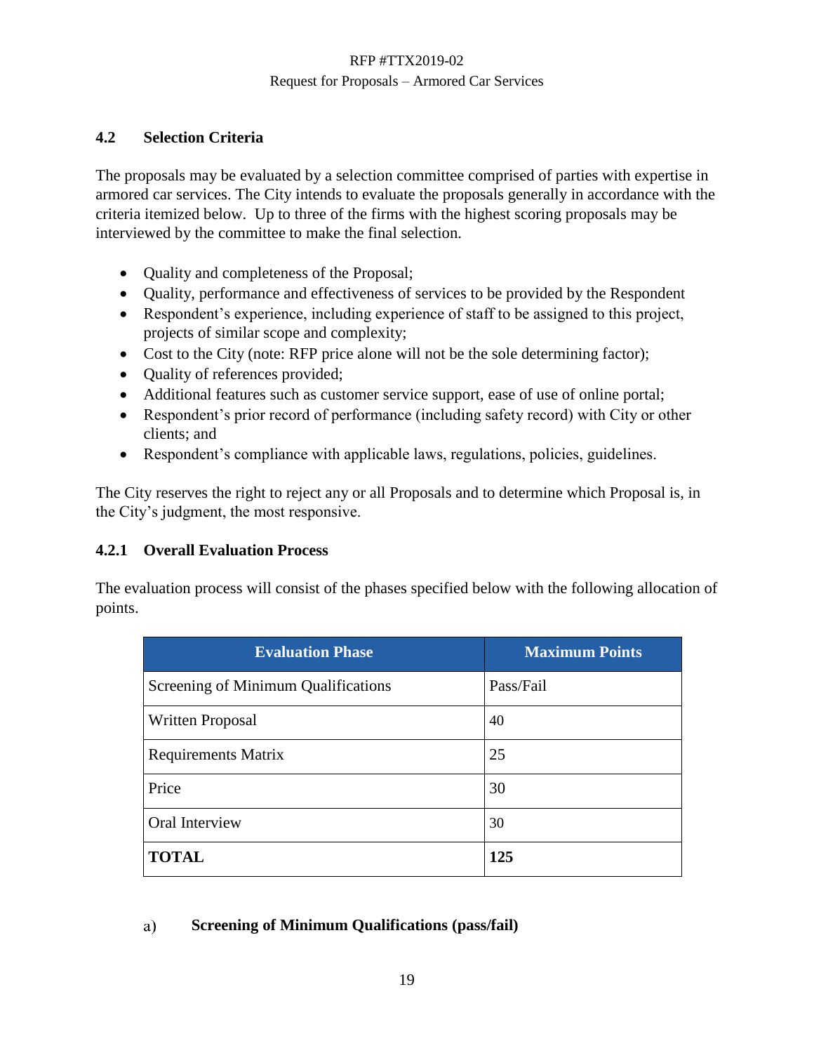### 4.2 Selection Criteria

The proposals may be evaluated by a selection committee comprised of parties with expertise in armored car services. The City intends to evaluate the proposals generally in accordance with the criteria itemized below. Up to three of the firms with the highest scoring proposals may be interviewed by the committee to make the final selection.

- Quality and completeness of the Proposal;
- Quality, performance and effectiveness of services to be provided by the Respondent
- Respondent's experience, including experience of staff to be assigned to this project, projects of similar scope and complexity;
- Cost to the City (note: RFP price alone will not be the sole determining factor);
- Quality of references provided;
- Additional features such as customer service support, ease of use of online portal;
- Respondent's prior record of performance (including safety record) with City or other clients; and
- Respondent's compliance with applicable laws, regulations, policies, guidelines.

The City reserves the right to reject any or all Proposals and to determine which Proposal is, in the City's judgment, the most responsive.

#### 4.2.1 Overall Evaluation Process

The evaluation process will consist of the phases specified below with the following allocation of points.

| Evaluation Phase | Maximum Points |
|---|---|
| Screening of Minimum Qualifications | Pass/Fail |
| Written Proposal | 40 |
| Requirements Matrix | 25 |
| Price | 30 |
| Oral Interview | 30 |
| **TOTAL** | **125** |

a) **Screening of Minimum Qualifications (pass/fail)**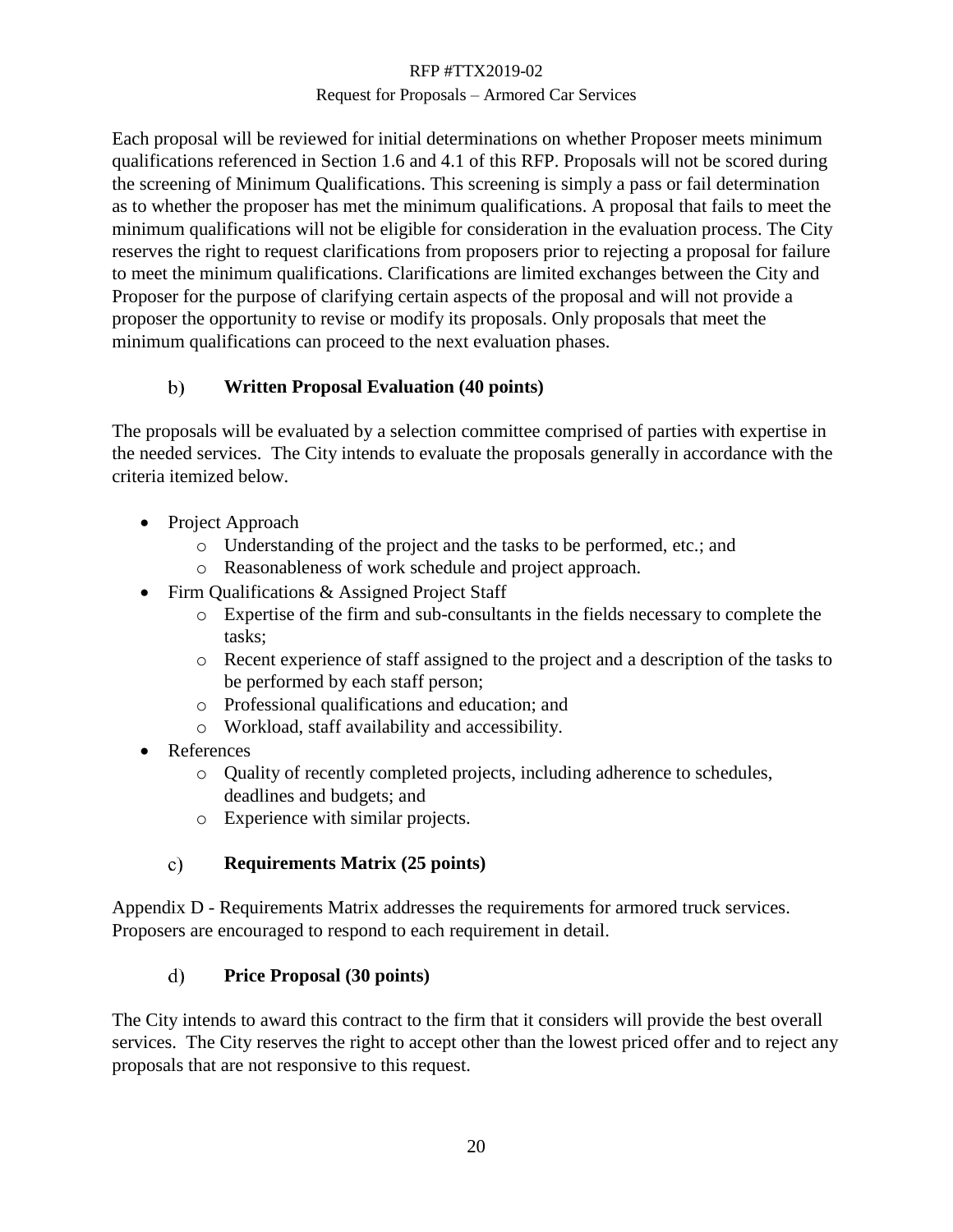Each proposal will be reviewed for initial determinations on whether Proposer meets minimum qualifications referenced in Section 1.6 and 4.1 of this RFP. Proposals will not be scored during the screening of Minimum Qualifications. This screening is simply a pass or fail determination as to whether the proposer has met the minimum qualifications. A proposal that fails to meet the minimum qualifications will not be eligible for consideration in the evaluation process. The City reserves the right to request clarifications from proposers prior to rejecting a proposal for failure to meet the minimum qualifications. Clarifications are limited exchanges between the City and Proposer for the purpose of clarifying certain aspects of the proposal and will not provide a proposer the opportunity to revise or modify its proposals. Only proposals that meet the minimum qualifications can proceed to the next evaluation phases.

#### b) Written Proposal Evaluation (40 points)

The proposals will be evaluated by a selection committee comprised of parties with expertise in the needed services. The City intends to evaluate the proposals generally in accordance with the criteria itemized below.

- Project Approach
  - Understanding of the project and the tasks to be performed, etc.; and
  - Reasonableness of work schedule and project approach.
- Firm Qualifications & Assigned Project Staff
  - Expertise of the firm and sub-consultants in the fields necessary to complete the tasks;
  - Recent experience of staff assigned to the project and a description of the tasks to be performed by each staff person;
  - Professional qualifications and education; and
  - Workload, staff availability and accessibility.
- References
  - Quality of recently completed projects, including adherence to schedules, deadlines and budgets; and
  - Experience with similar projects.

#### c) Requirements Matrix (25 points)

Appendix D - Requirements Matrix addresses the requirements for armored truck services. Proposers are encouraged to respond to each requirement in detail.

#### d) Price Proposal (30 points)

The City intends to award this contract to the firm that it considers will provide the best overall services. The City reserves the right to accept other than the lowest priced offer and to reject any proposals that are not responsive to this request.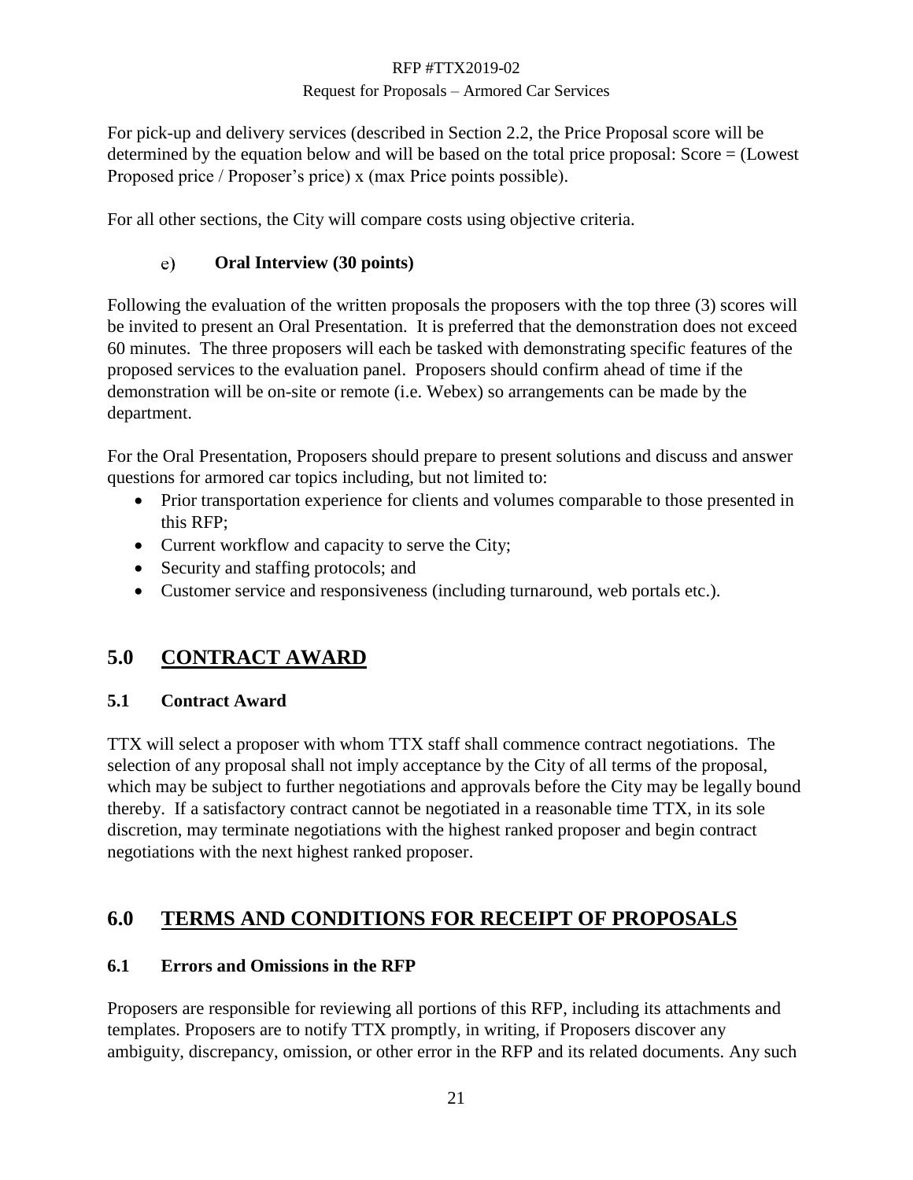For pick-up and delivery services (described in Section 2.2, the Price Proposal score will be determined by the equation below and will be based on the total price proposal: Score = (Lowest Proposed price / Proposer's price) x (max Price points possible).

For all other sections, the City will compare costs using objective criteria.

e) **Oral Interview (30 points)**

Following the evaluation of the written proposals the proposers with the top three (3) scores will be invited to present an Oral Presentation. It is preferred that the demonstration does not exceed 60 minutes. The three proposers will each be tasked with demonstrating specific features of the proposed services to the evaluation panel. Proposers should confirm ahead of time if the demonstration will be on-site or remote (i.e. Webex) so arrangements can be made by the department.

For the Oral Presentation, Proposers should prepare to present solutions and discuss and answer questions for armored car topics including, but not limited to:

- Prior transportation experience for clients and volumes comparable to those presented in this RFP;
- Current workflow and capacity to serve the City;
- Security and staffing protocols; and
- Customer service and responsiveness (including turnaround, web portals etc.).

## 5.0 CONTRACT AWARD

### 5.1 Contract Award

TTX will select a proposer with whom TTX staff shall commence contract negotiations. The selection of any proposal shall not imply acceptance by the City of all terms of the proposal, which may be subject to further negotiations and approvals before the City may be legally bound thereby. If a satisfactory contract cannot be negotiated in a reasonable time TTX, in its sole discretion, may terminate negotiations with the highest ranked proposer and begin contract negotiations with the next highest ranked proposer.

## 6.0 TERMS AND CONDITIONS FOR RECEIPT OF PROPOSALS

### 6.1 Errors and Omissions in the RFP

Proposers are responsible for reviewing all portions of this RFP, including its attachments and templates. Proposers are to notify TTX promptly, in writing, if Proposers discover any ambiguity, discrepancy, omission, or other error in the RFP and its related documents. Any such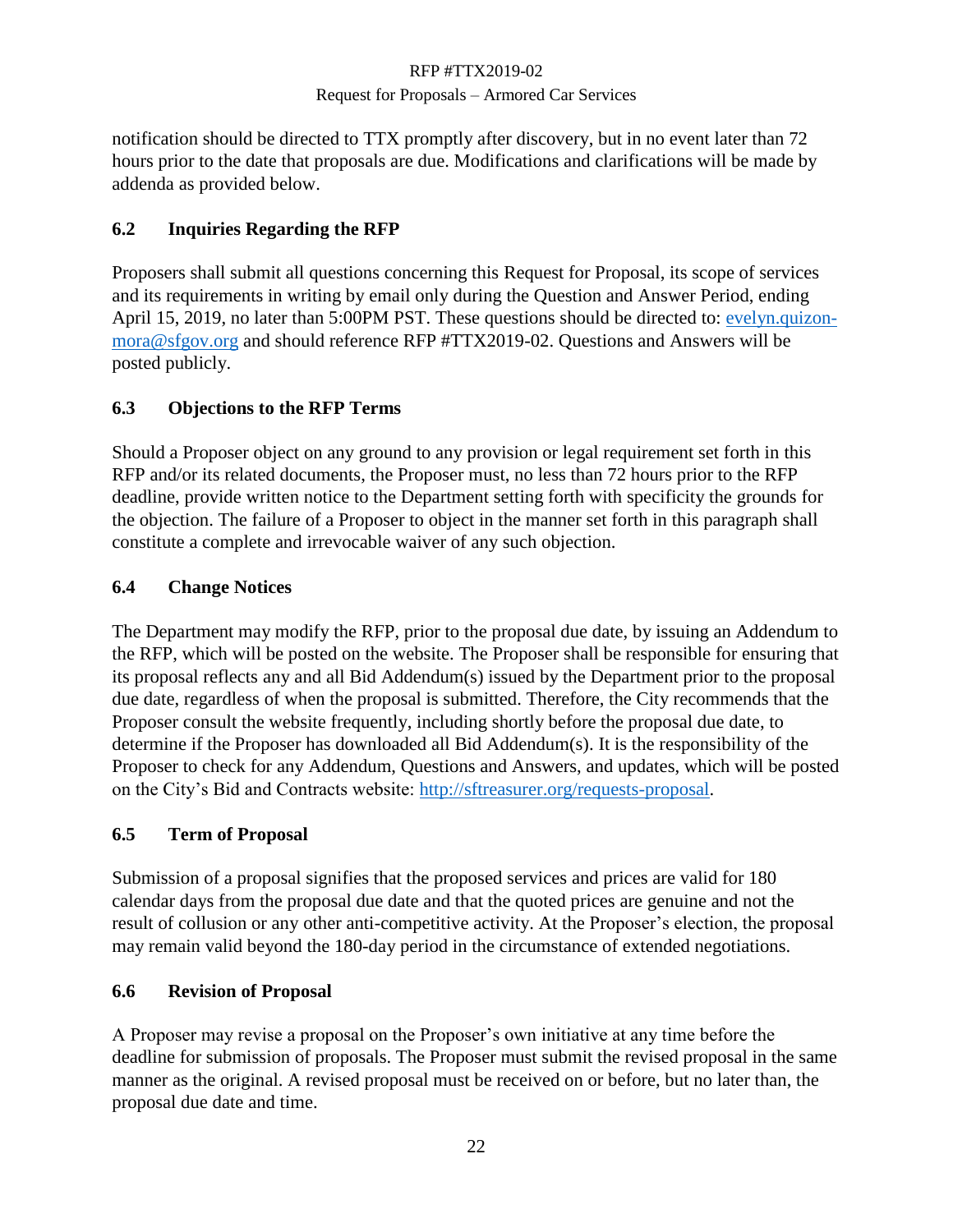notification should be directed to TTX promptly after discovery, but in no event later than 72 hours prior to the date that proposals are due. Modifications and clarifications will be made by addenda as provided below.

### 6.2 Inquiries Regarding the RFP

Proposers shall submit all questions concerning this Request for Proposal, its scope of services and its requirements in writing by email only during the Question and Answer Period, ending April 15, 2019, no later than 5:00PM PST. These questions should be directed to: [evelyn.quizon-mora@sfgov.org](mailto:evelyn.quizon-mora@sfgov.org) and should reference RFP #TTX2019-02. Questions and Answers will be posted publicly.

### 6.3 Objections to the RFP Terms

Should a Proposer object on any ground to any provision or legal requirement set forth in this RFP and/or its related documents, the Proposer must, no less than 72 hours prior to the RFP deadline, provide written notice to the Department setting forth with specificity the grounds for the objection. The failure of a Proposer to object in the manner set forth in this paragraph shall constitute a complete and irrevocable waiver of any such objection.

### 6.4 Change Notices

The Department may modify the RFP, prior to the proposal due date, by issuing an Addendum to the RFP, which will be posted on the website. The Proposer shall be responsible for ensuring that its proposal reflects any and all Bid Addendum(s) issued by the Department prior to the proposal due date, regardless of when the proposal is submitted. Therefore, the City recommends that the Proposer consult the website frequently, including shortly before the proposal due date, to determine if the Proposer has downloaded all Bid Addendum(s). It is the responsibility of the Proposer to check for any Addendum, Questions and Answers, and updates, which will be posted on the City's Bid and Contracts website: [http://sftreasurer.org/requests-proposal](http://sftreasurer.org/requests-proposal).

### 6.5 Term of Proposal

Submission of a proposal signifies that the proposed services and prices are valid for 180 calendar days from the proposal due date and that the quoted prices are genuine and not the result of collusion or any other anti-competitive activity. At the Proposer's election, the proposal may remain valid beyond the 180-day period in the circumstance of extended negotiations.

### 6.6 Revision of Proposal

A Proposer may revise a proposal on the Proposer's own initiative at any time before the deadline for submission of proposals. The Proposer must submit the revised proposal in the same manner as the original. A revised proposal must be received on or before, but no later than, the proposal due date and time.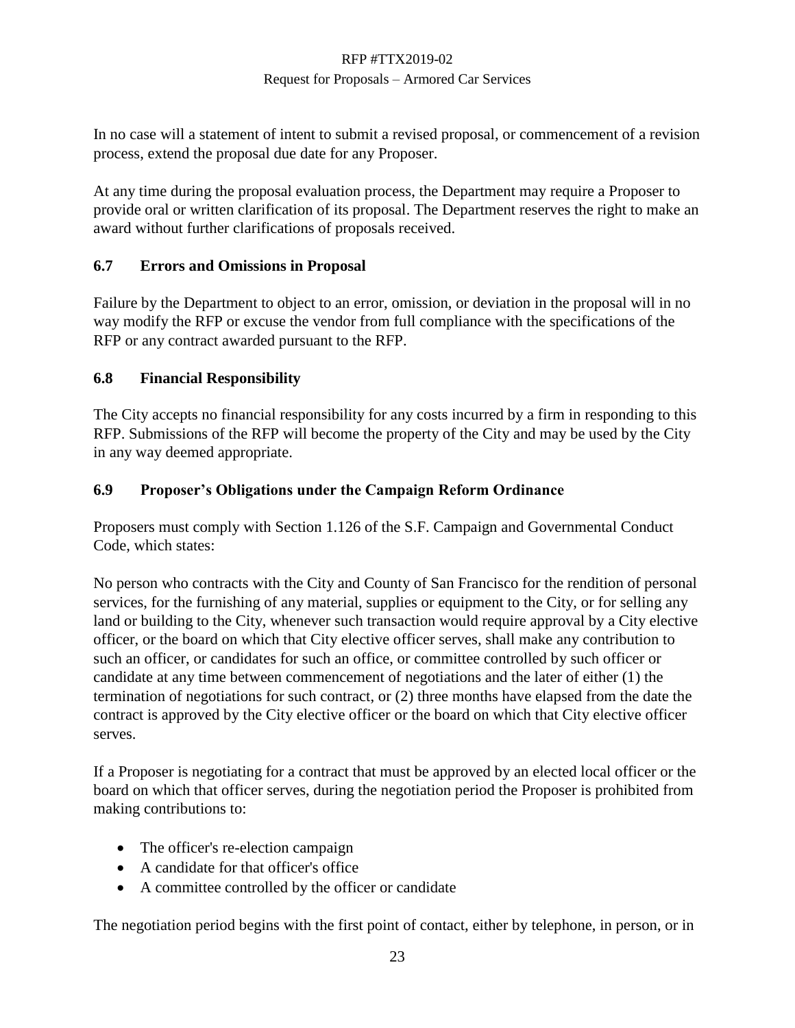In no case will a statement of intent to submit a revised proposal, or commencement of a revision process, extend the proposal due date for any Proposer.

At any time during the proposal evaluation process, the Department may require a Proposer to provide oral or written clarification of its proposal. The Department reserves the right to make an award without further clarifications of proposals received.

### 6.7 Errors and Omissions in Proposal

Failure by the Department to object to an error, omission, or deviation in the proposal will in no way modify the RFP or excuse the vendor from full compliance with the specifications of the RFP or any contract awarded pursuant to the RFP.

### 6.8 Financial Responsibility

The City accepts no financial responsibility for any costs incurred by a firm in responding to this RFP. Submissions of the RFP will become the property of the City and may be used by the City in any way deemed appropriate.

### 6.9 Proposer's Obligations under the Campaign Reform Ordinance

Proposers must comply with Section 1.126 of the S.F. Campaign and Governmental Conduct Code, which states:

No person who contracts with the City and County of San Francisco for the rendition of personal services, for the furnishing of any material, supplies or equipment to the City, or for selling any land or building to the City, whenever such transaction would require approval by a City elective officer, or the board on which that City elective officer serves, shall make any contribution to such an officer, or candidates for such an office, or committee controlled by such officer or candidate at any time between commencement of negotiations and the later of either (1) the termination of negotiations for such contract, or (2) three months have elapsed from the date the contract is approved by the City elective officer or the board on which that City elective officer serves.

If a Proposer is negotiating for a contract that must be approved by an elected local officer or the board on which that officer serves, during the negotiation period the Proposer is prohibited from making contributions to:

- The officer's re-election campaign
- A candidate for that officer's office
- A committee controlled by the officer or candidate

The negotiation period begins with the first point of contact, either by telephone, in person, or in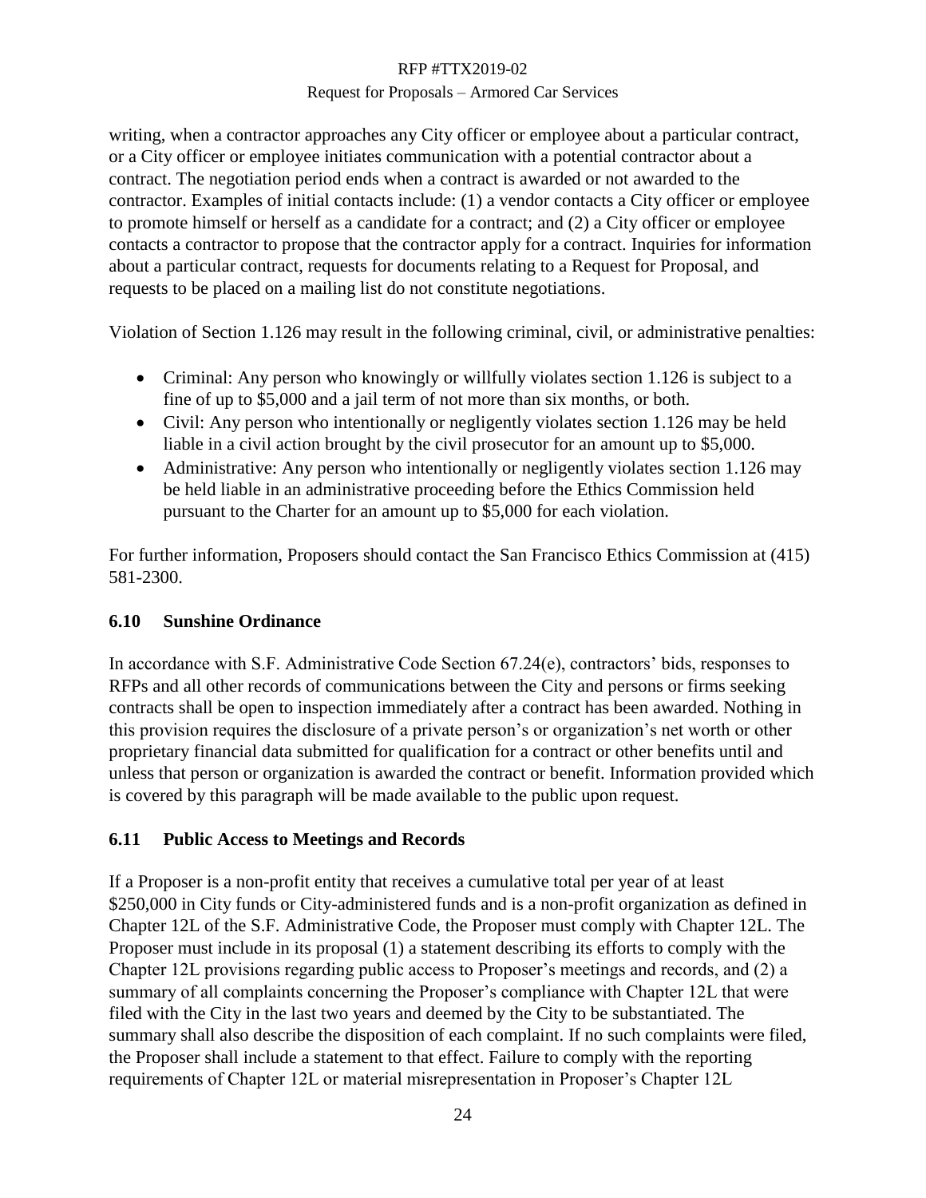writing, when a contractor approaches any City officer or employee about a particular contract, or a City officer or employee initiates communication with a potential contractor about a contract. The negotiation period ends when a contract is awarded or not awarded to the contractor. Examples of initial contacts include: (1) a vendor contacts a City officer or employee to promote himself or herself as a candidate for a contract; and (2) a City officer or employee contacts a contractor to propose that the contractor apply for a contract. Inquiries for information about a particular contract, requests for documents relating to a Request for Proposal, and requests to be placed on a mailing list do not constitute negotiations.

Violation of Section 1.126 may result in the following criminal, civil, or administrative penalties:

- Criminal: Any person who knowingly or willfully violates section 1.126 is subject to a fine of up to $5,000 and a jail term of not more than six months, or both.
- Civil: Any person who intentionally or negligently violates section 1.126 may be held liable in a civil action brought by the civil prosecutor for an amount up to $5,000.
- Administrative: Any person who intentionally or negligently violates section 1.126 may be held liable in an administrative proceeding before the Ethics Commission held pursuant to the Charter for an amount up to $5,000 for each violation.

For further information, Proposers should contact the San Francisco Ethics Commission at (415) 581-2300.

### 6.10 Sunshine Ordinance

In accordance with S.F. Administrative Code Section 67.24(e), contractors' bids, responses to RFPs and all other records of communications between the City and persons or firms seeking contracts shall be open to inspection immediately after a contract has been awarded. Nothing in this provision requires the disclosure of a private person's or organization's net worth or other proprietary financial data submitted for qualification for a contract or other benefits until and unless that person or organization is awarded the contract or benefit. Information provided which is covered by this paragraph will be made available to the public upon request.

### 6.11 Public Access to Meetings and Records

If a Proposer is a non-profit entity that receives a cumulative total per year of at least $250,000 in City funds or City-administered funds and is a non-profit organization as defined in Chapter 12L of the S.F. Administrative Code, the Proposer must comply with Chapter 12L. The Proposer must include in its proposal (1) a statement describing its efforts to comply with the Chapter 12L provisions regarding public access to Proposer's meetings and records, and (2) a summary of all complaints concerning the Proposer's compliance with Chapter 12L that were filed with the City in the last two years and deemed by the City to be substantiated. The summary shall also describe the disposition of each complaint. If no such complaints were filed, the Proposer shall include a statement to that effect. Failure to comply with the reporting requirements of Chapter 12L or material misrepresentation in Proposer's Chapter 12L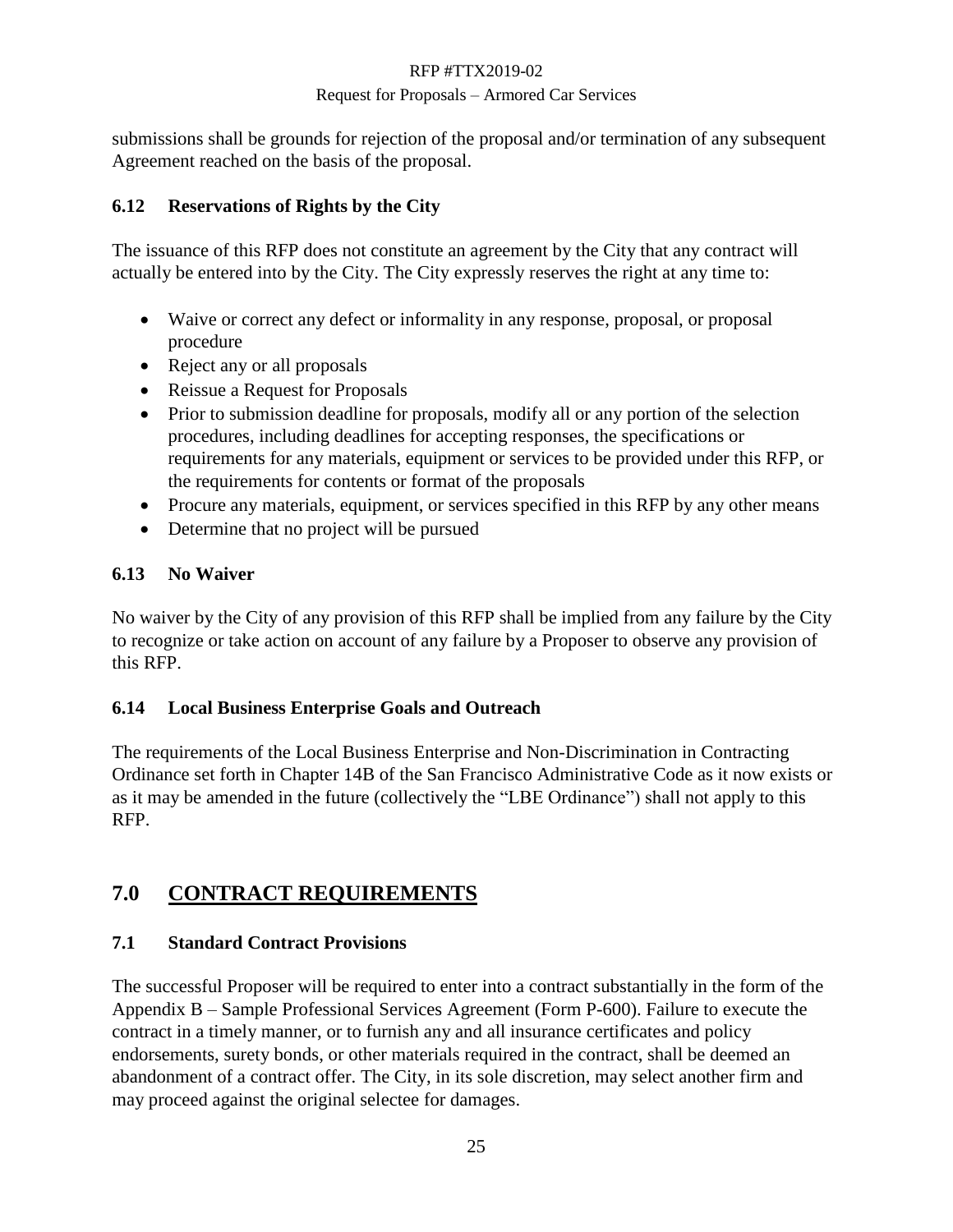submissions shall be grounds for rejection of the proposal and/or termination of any subsequent Agreement reached on the basis of the proposal.

### 6.12 Reservations of Rights by the City

The issuance of this RFP does not constitute an agreement by the City that any contract will actually be entered into by the City. The City expressly reserves the right at any time to:

- Waive or correct any defect or informality in any response, proposal, or proposal procedure
- Reject any or all proposals
- Reissue a Request for Proposals
- Prior to submission deadline for proposals, modify all or any portion of the selection procedures, including deadlines for accepting responses, the specifications or requirements for any materials, equipment or services to be provided under this RFP, or the requirements for contents or format of the proposals
- Procure any materials, equipment, or services specified in this RFP by any other means
- Determine that no project will be pursued

### 6.13 No Waiver

No waiver by the City of any provision of this RFP shall be implied from any failure by the City to recognize or take action on account of any failure by a Proposer to observe any provision of this RFP.

### 6.14 Local Business Enterprise Goals and Outreach

The requirements of the Local Business Enterprise and Non-Discrimination in Contracting Ordinance set forth in Chapter 14B of the San Francisco Administrative Code as it now exists or as it may be amended in the future (collectively the "LBE Ordinance") shall not apply to this RFP.

## 7.0 CONTRACT REQUIREMENTS

### 7.1 Standard Contract Provisions

The successful Proposer will be required to enter into a contract substantially in the form of the Appendix B – Sample Professional Services Agreement (Form P-600). Failure to execute the contract in a timely manner, or to furnish any and all insurance certificates and policy endorsements, surety bonds, or other materials required in the contract, shall be deemed an abandonment of a contract offer. The City, in its sole discretion, may select another firm and may proceed against the original selectee for damages.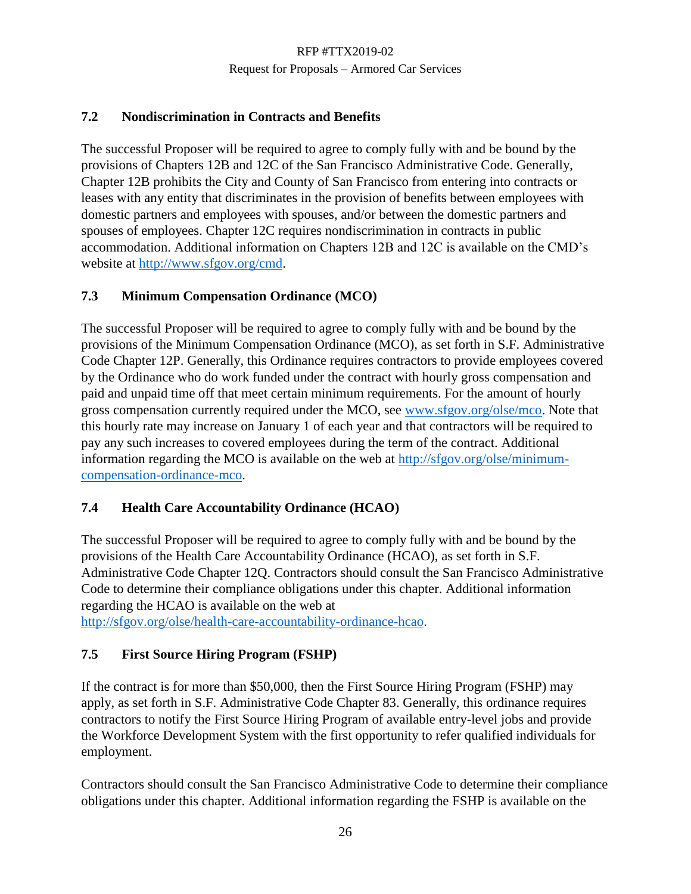### 7.2 Nondiscrimination in Contracts and Benefits

The successful Proposer will be required to agree to comply fully with and be bound by the provisions of Chapters 12B and 12C of the San Francisco Administrative Code. Generally, Chapter 12B prohibits the City and County of San Francisco from entering into contracts or leases with any entity that discriminates in the provision of benefits between employees with domestic partners and employees with spouses, and/or between the domestic partners and spouses of employees. Chapter 12C requires nondiscrimination in contracts in public accommodation. Additional information on Chapters 12B and 12C is available on the CMD's website at http://www.sfgov.org/cmd.

### 7.3 Minimum Compensation Ordinance (MCO)

The successful Proposer will be required to agree to comply fully with and be bound by the provisions of the Minimum Compensation Ordinance (MCO), as set forth in S.F. Administrative Code Chapter 12P. Generally, this Ordinance requires contractors to provide employees covered by the Ordinance who do work funded under the contract with hourly gross compensation and paid and unpaid time off that meet certain minimum requirements. For the amount of hourly gross compensation currently required under the MCO, see www.sfgov.org/olse/mco. Note that this hourly rate may increase on January 1 of each year and that contractors will be required to pay any such increases to covered employees during the term of the contract. Additional information regarding the MCO is available on the web at http://sfgov.org/olse/minimum-compensation-ordinance-mco.

### 7.4 Health Care Accountability Ordinance (HCAO)

The successful Proposer will be required to agree to comply fully with and be bound by the provisions of the Health Care Accountability Ordinance (HCAO), as set forth in S.F. Administrative Code Chapter 12Q. Contractors should consult the San Francisco Administrative Code to determine their compliance obligations under this chapter. Additional information regarding the HCAO is available on the web at http://sfgov.org/olse/health-care-accountability-ordinance-hcao.

### 7.5 First Source Hiring Program (FSHP)

If the contract is for more than $50,000, then the First Source Hiring Program (FSHP) may apply, as set forth in S.F. Administrative Code Chapter 83. Generally, this ordinance requires contractors to notify the First Source Hiring Program of available entry-level jobs and provide the Workforce Development System with the first opportunity to refer qualified individuals for employment.

Contractors should consult the San Francisco Administrative Code to determine their compliance obligations under this chapter. Additional information regarding the FSHP is available on the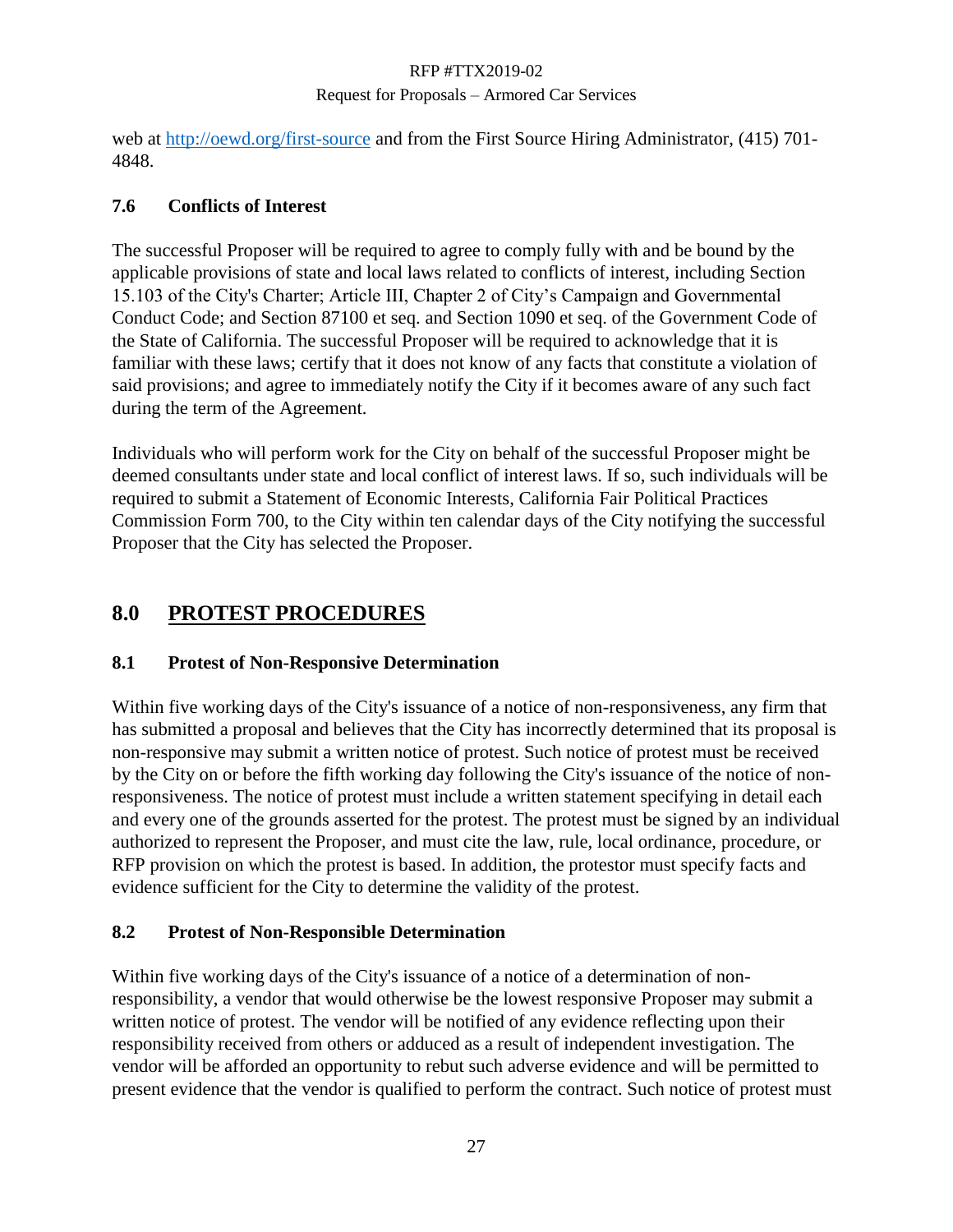web at http://oewd.org/first-source and from the First Source Hiring Administrator, (415) 701-4848.

### 7.6 Conflicts of Interest

The successful Proposer will be required to agree to comply fully with and be bound by the applicable provisions of state and local laws related to conflicts of interest, including Section 15.103 of the City's Charter; Article III, Chapter 2 of City's Campaign and Governmental Conduct Code; and Section 87100 et seq. and Section 1090 et seq. of the Government Code of the State of California. The successful Proposer will be required to acknowledge that it is familiar with these laws; certify that it does not know of any facts that constitute a violation of said provisions; and agree to immediately notify the City if it becomes aware of any such fact during the term of the Agreement.

Individuals who will perform work for the City on behalf of the successful Proposer might be deemed consultants under state and local conflict of interest laws. If so, such individuals will be required to submit a Statement of Economic Interests, California Fair Political Practices Commission Form 700, to the City within ten calendar days of the City notifying the successful Proposer that the City has selected the Proposer.

## 8.0 PROTEST PROCEDURES

### 8.1 Protest of Non-Responsive Determination

Within five working days of the City's issuance of a notice of non-responsiveness, any firm that has submitted a proposal and believes that the City has incorrectly determined that its proposal is non-responsive may submit a written notice of protest. Such notice of protest must be received by the City on or before the fifth working day following the City's issuance of the notice of non-responsiveness. The notice of protest must include a written statement specifying in detail each and every one of the grounds asserted for the protest. The protest must be signed by an individual authorized to represent the Proposer, and must cite the law, rule, local ordinance, procedure, or RFP provision on which the protest is based. In addition, the protestor must specify facts and evidence sufficient for the City to determine the validity of the protest.

### 8.2 Protest of Non-Responsible Determination

Within five working days of the City's issuance of a notice of a determination of non-responsibility, a vendor that would otherwise be the lowest responsive Proposer may submit a written notice of protest. The vendor will be notified of any evidence reflecting upon their responsibility received from others or adduced as a result of independent investigation. The vendor will be afforded an opportunity to rebut such adverse evidence and will be permitted to present evidence that the vendor is qualified to perform the contract. Such notice of protest must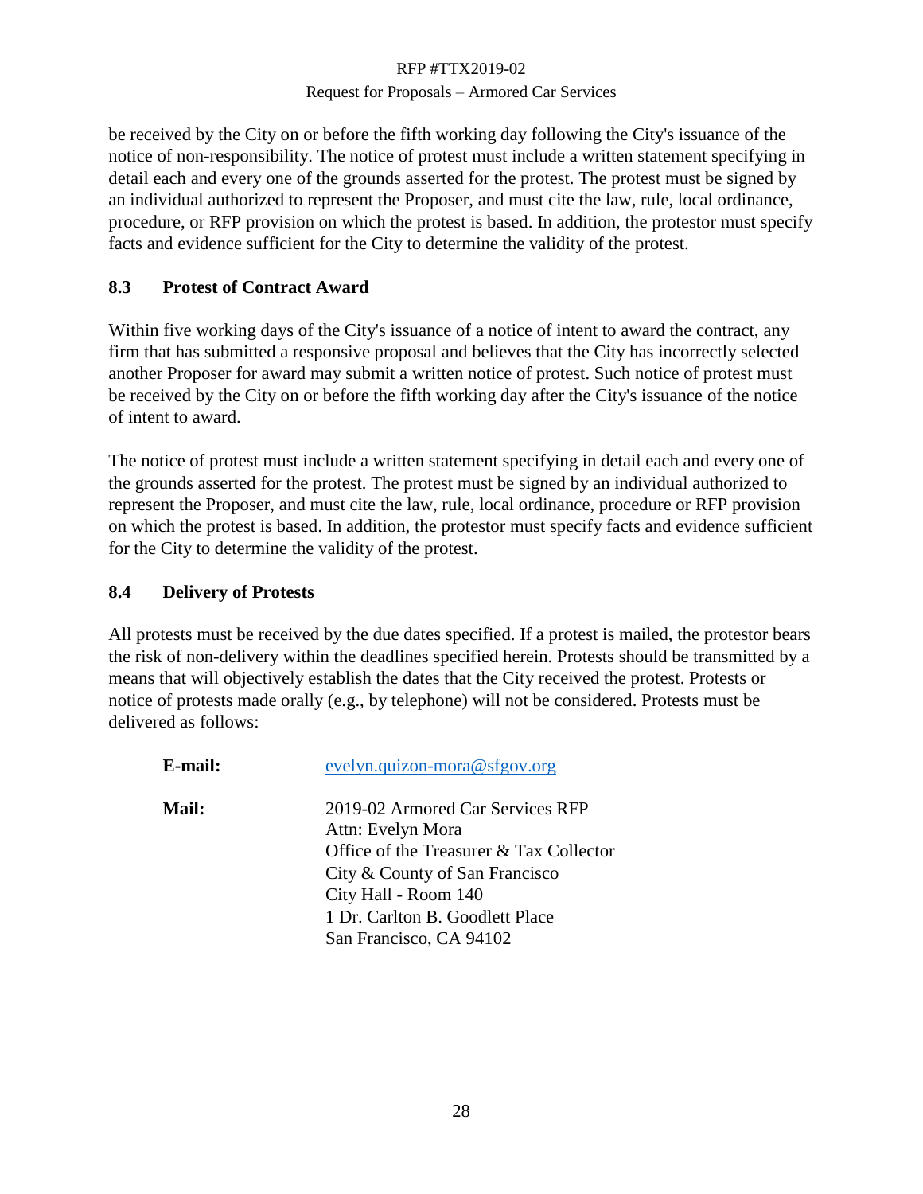be received by the City on or before the fifth working day following the City's issuance of the notice of non-responsibility. The notice of protest must include a written statement specifying in detail each and every one of the grounds asserted for the protest. The protest must be signed by an individual authorized to represent the Proposer, and must cite the law, rule, local ordinance, procedure, or RFP provision on which the protest is based. In addition, the protestor must specify facts and evidence sufficient for the City to determine the validity of the protest.

### 8.3 Protest of Contract Award

Within five working days of the City's issuance of a notice of intent to award the contract, any firm that has submitted a responsive proposal and believes that the City has incorrectly selected another Proposer for award may submit a written notice of protest. Such notice of protest must be received by the City on or before the fifth working day after the City's issuance of the notice of intent to award.

The notice of protest must include a written statement specifying in detail each and every one of the grounds asserted for the protest. The protest must be signed by an individual authorized to represent the Proposer, and must cite the law, rule, local ordinance, procedure or RFP provision on which the protest is based. In addition, the protestor must specify facts and evidence sufficient for the City to determine the validity of the protest.

### 8.4 Delivery of Protests

All protests must be received by the due dates specified. If a protest is mailed, the protestor bears the risk of non-delivery within the deadlines specified herein. Protests should be transmitted by a means that will objectively establish the dates that the City received the protest. Protests or notice of protests made orally (e.g., by telephone) will not be considered. Protests must be delivered as follows:

**E-mail:** evelyn.quizon-mora@sfgov.org

**Mail:**
2019-02 Armored Car Services RFP
Attn: Evelyn Mora
Office of the Treasurer & Tax Collector
City & County of San Francisco
City Hall - Room 140
1 Dr. Carlton B. Goodlett Place
San Francisco, CA 94102